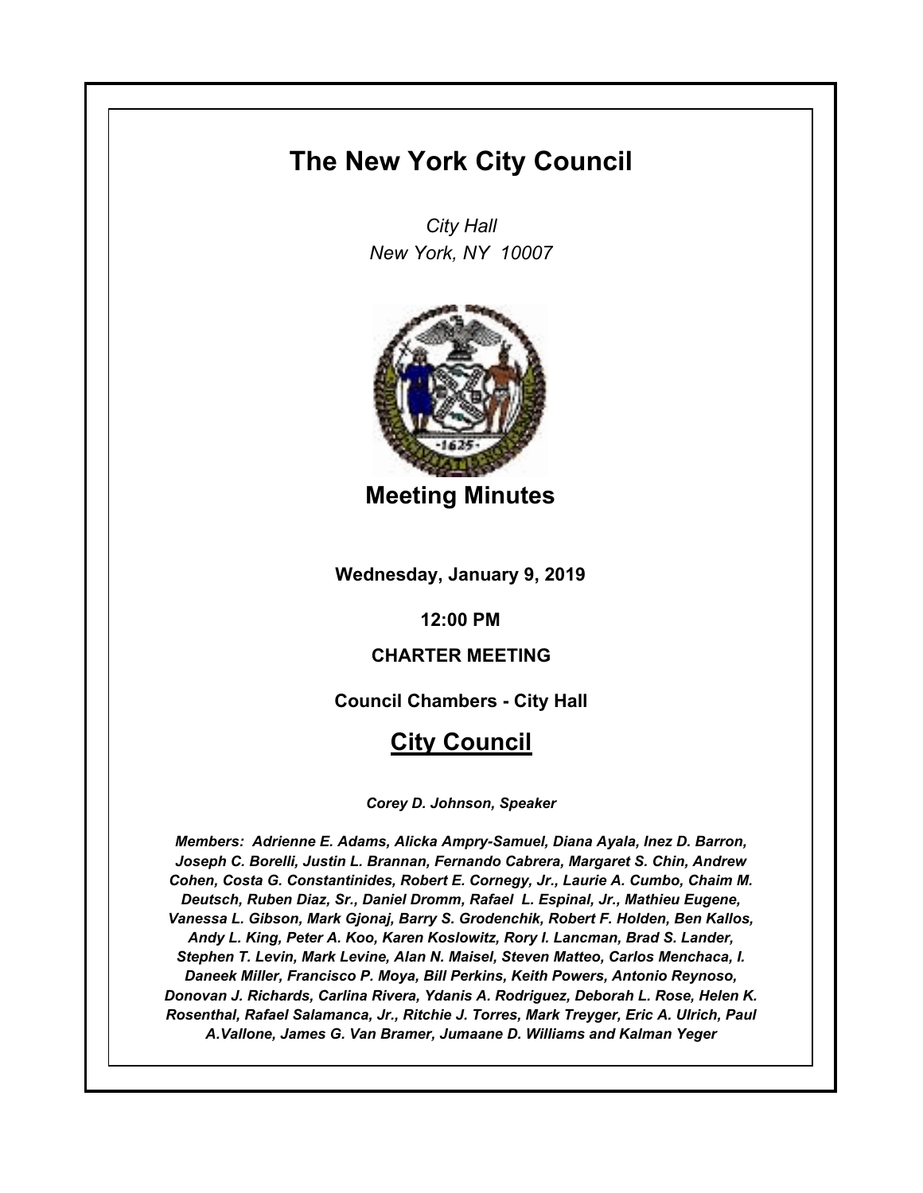# The New York City Council

*City Hall*
*New York, NY 10007*

## Meeting Minutes

**Wednesday, January 9, 2019**

**12:00 PM**

**CHARTER MEETING**

**Council Chambers - City Hall**

## City Council

***Corey D. Johnson, Speaker***

***Members: Adrienne E. Adams, Alicka Ampry-Samuel, Diana Ayala, Inez D. Barron, Joseph C. Borelli, Justin L. Brannan, Fernando Cabrera, Margaret S. Chin, Andrew Cohen, Costa G. Constantinides, Robert E. Cornegy, Jr., Laurie A. Cumbo, Chaim M. Deutsch, Ruben Diaz, Sr., Daniel Dromm, Rafael L. Espinal, Jr., Mathieu Eugene, Vanessa L. Gibson, Mark Gjonaj, Barry S. Grodenchik, Robert F. Holden, Ben Kallos, Andy L. King, Peter A. Koo, Karen Koslowitz, Rory I. Lancman, Brad S. Lander, Stephen T. Levin, Mark Levine, Alan N. Maisel, Steven Matteo, Carlos Menchaca, I. Daneek Miller, Francisco P. Moya, Bill Perkins, Keith Powers, Antonio Reynoso, Donovan J. Richards, Carlina Rivera, Ydanis A. Rodriguez, Deborah L. Rose, Helen K. Rosenthal, Rafael Salamanca, Jr., Ritchie J. Torres, Mark Treyger, Eric A. Ulrich, Paul A.Vallone, James G. Van Bramer, Jumaane D. Williams and Kalman Yeger***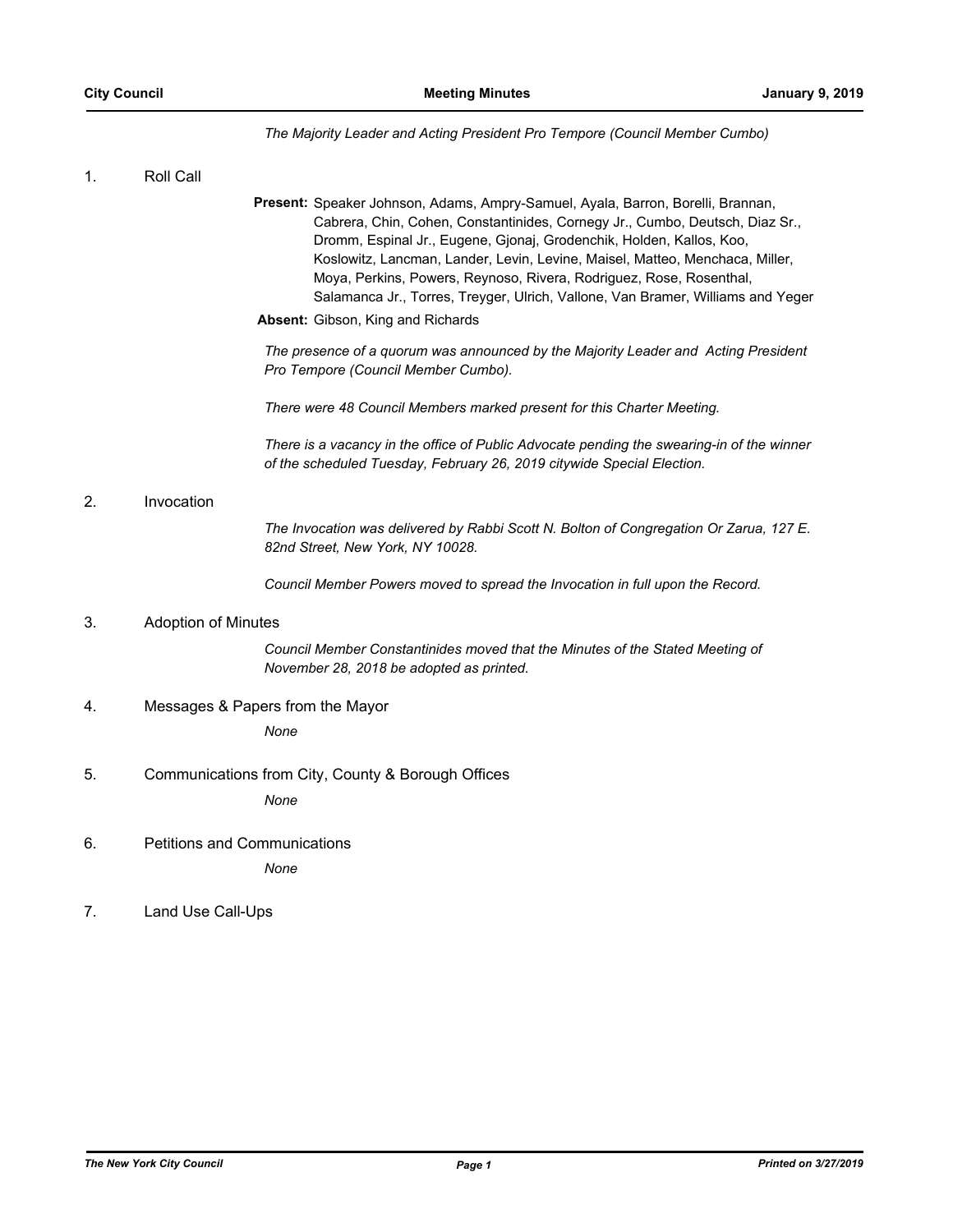*The Majority Leader and Acting President Pro Tempore (Council Member Cumbo)*

1. Roll Call

**Present:** Speaker Johnson, Adams, Ampry-Samuel, Ayala, Barron, Borelli, Brannan, Cabrera, Chin, Cohen, Constantinides, Cornegy Jr., Cumbo, Deutsch, Diaz Sr., Dromm, Espinal Jr., Eugene, Gjonaj, Grodenchik, Holden, Kallos, Koo, Koslowitz, Lancman, Lander, Levin, Levine, Maisel, Matteo, Menchaca, Miller, Moya, Perkins, Powers, Reynoso, Rivera, Rodriguez, Rose, Rosenthal, Salamanca Jr., Torres, Treyger, Ulrich, Vallone, Van Bramer, Williams and Yeger

**Absent:** Gibson, King and Richards

*The presence of a quorum was announced by the Majority Leader and Acting President Pro Tempore (Council Member Cumbo).*

*There were 48 Council Members marked present for this Charter Meeting.*

*There is a vacancy in the office of Public Advocate pending the swearing-in of the winner of the scheduled Tuesday, February 26, 2019 citywide Special Election.*

2. Invocation

*The Invocation was delivered by Rabbi Scott N. Bolton of Congregation Or Zarua, 127 E. 82nd Street, New York, NY 10028.*

*Council Member Powers moved to spread the Invocation in full upon the Record.*

3. Adoption of Minutes

*Council Member Constantinides moved that the Minutes of the Stated Meeting of November 28, 2018 be adopted as printed.*

4. Messages & Papers from the Mayor

*None*

5. Communications from City, County & Borough Offices

*None*

6. Petitions and Communications

*None*

7. Land Use Call-Ups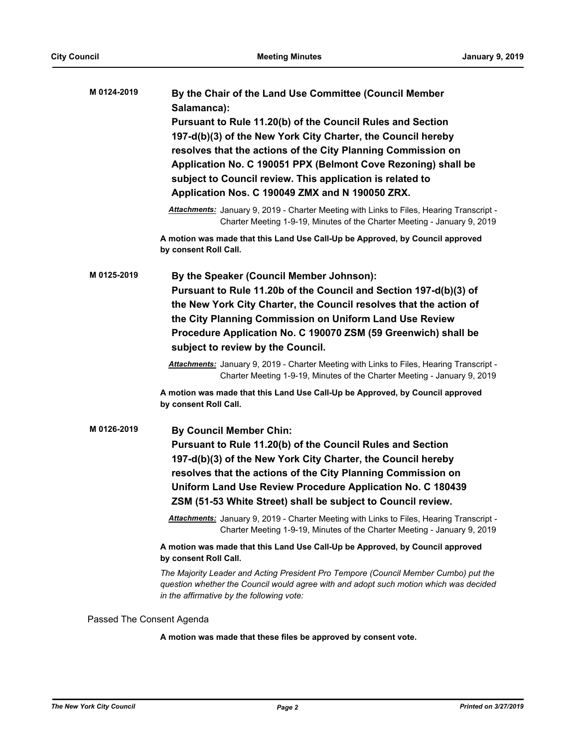**M 0124-2019**

**By the Chair of the Land Use Committee (Council Member Salamanca):**
**Pursuant to Rule 11.20(b) of the Council Rules and Section 197-d(b)(3) of the New York City Charter, the Council hereby resolves that the actions of the City Planning Commission on Application No. C 190051 PPX (Belmont Cove Rezoning) shall be subject to Council review. This application is related to Application Nos. C 190049 ZMX and N 190050 ZRX.**

***Attachments:*** January 9, 2019 - Charter Meeting with Links to Files, Hearing Transcript - Charter Meeting 1-9-19, Minutes of the Charter Meeting - January 9, 2019

**A motion was made that this Land Use Call-Up be Approved, by Council approved by consent Roll Call.**

**M 0125-2019**

**By the Speaker (Council Member Johnson):**
**Pursuant to Rule 11.20b of the Council and Section 197-d(b)(3) of the New York City Charter, the Council resolves that the action of the City Planning Commission on Uniform Land Use Review Procedure Application No. C 190070 ZSM (59 Greenwich) shall be subject to review by the Council.**

***Attachments:*** January 9, 2019 - Charter Meeting with Links to Files, Hearing Transcript - Charter Meeting 1-9-19, Minutes of the Charter Meeting - January 9, 2019

**A motion was made that this Land Use Call-Up be Approved, by Council approved by consent Roll Call.**

**M 0126-2019**

**By Council Member Chin:**
**Pursuant to Rule 11.20(b) of the Council Rules and Section 197-d(b)(3) of the New York City Charter, the Council hereby resolves that the actions of the City Planning Commission on Uniform Land Use Review Procedure Application No. C 180439 ZSM (51-53 White Street) shall be subject to Council review.**

***Attachments:*** January 9, 2019 - Charter Meeting with Links to Files, Hearing Transcript - Charter Meeting 1-9-19, Minutes of the Charter Meeting - January 9, 2019

**A motion was made that this Land Use Call-Up be Approved, by Council approved by consent Roll Call.**

*The Majority Leader and Acting President Pro Tempore (Council Member Cumbo) put the question whether the Council would agree with and adopt such motion which was decided in the affirmative by the following vote:*

Passed The Consent Agenda

**A motion was made that these files be approved by consent vote.**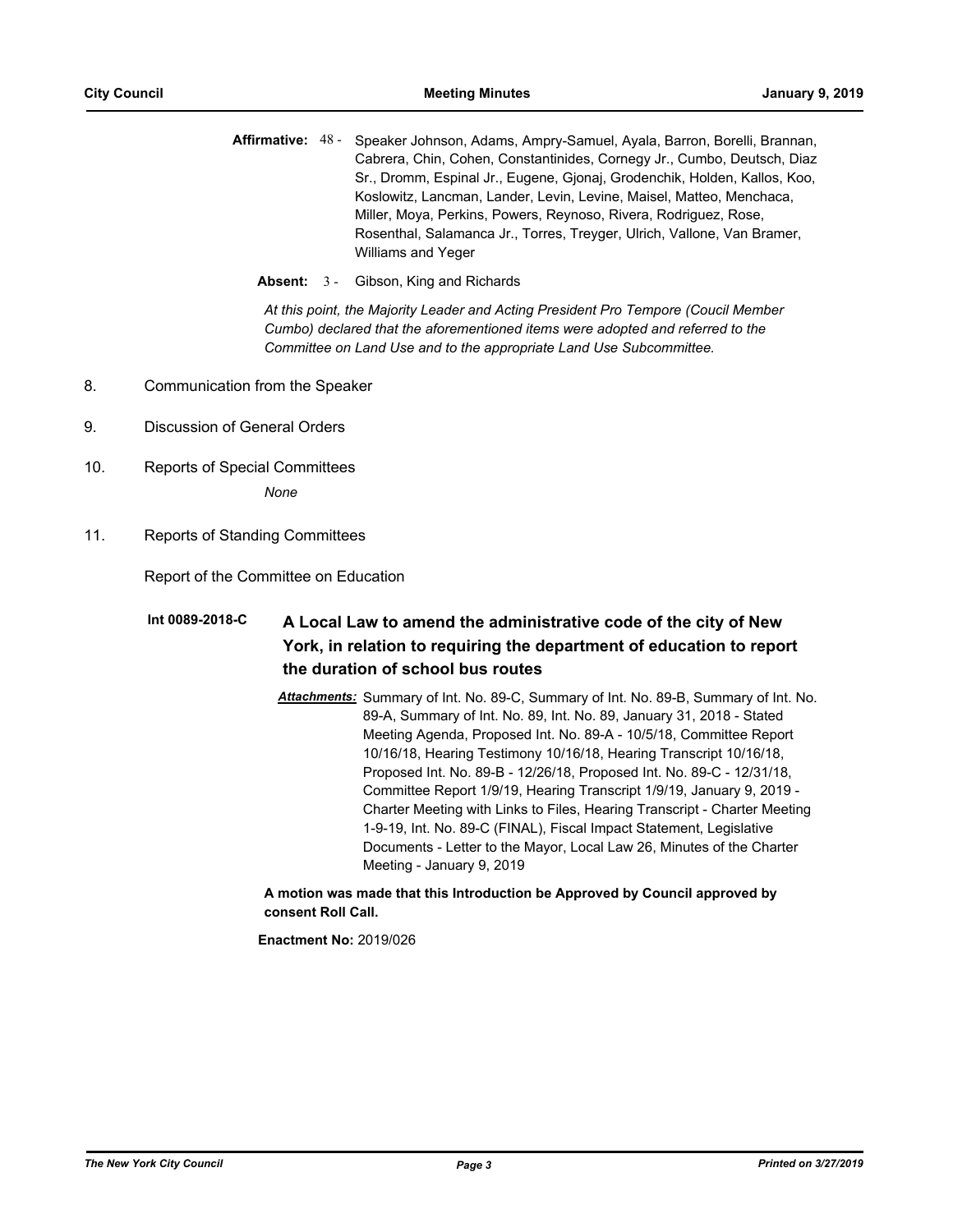**Affirmative:** 48 - Speaker Johnson, Adams, Ampry-Samuel, Ayala, Barron, Borelli, Brannan, Cabrera, Chin, Cohen, Constantinides, Cornegy Jr., Cumbo, Deutsch, Diaz Sr., Dromm, Espinal Jr., Eugene, Gjonaj, Grodenchik, Holden, Kallos, Koo, Koslowitz, Lancman, Lander, Levin, Levine, Maisel, Matteo, Menchaca, Miller, Moya, Perkins, Powers, Reynoso, Rivera, Rodriguez, Rose, Rosenthal, Salamanca Jr., Torres, Treyger, Ulrich, Vallone, Van Bramer, Williams and Yeger

**Absent:** 3 - Gibson, King and Richards

*At this point, the Majority Leader and Acting President Pro Tempore (Coucil Member Cumbo) declared that the aforementioned items were adopted and referred to the Committee on Land Use and to the appropriate Land Use Subcommittee.*

8. Communication from the Speaker

9. Discussion of General Orders

10. Reports of Special Committees

    *None*

11. Reports of Standing Committees

Report of the Committee on Education

**Int 0089-2018-C** **A Local Law to amend the administrative code of the city of New York, in relation to requiring the department of education to report the duration of school bus routes**

***Attachments:*** Summary of Int. No. 89-C, Summary of Int. No. 89-B, Summary of Int. No. 89-A, Summary of Int. No. 89, Int. No. 89, January 31, 2018 - Stated Meeting Agenda, Proposed Int. No. 89-A - 10/5/18, Committee Report 10/16/18, Hearing Testimony 10/16/18, Hearing Transcript 10/16/18, Proposed Int. No. 89-B - 12/26/18, Proposed Int. No. 89-C - 12/31/18, Committee Report 1/9/19, Hearing Transcript 1/9/19, January 9, 2019 - Charter Meeting with Links to Files, Hearing Transcript - Charter Meeting 1-9-19, Int. No. 89-C (FINAL), Fiscal Impact Statement, Legislative Documents - Letter to the Mayor, Local Law 26, Minutes of the Charter Meeting - January 9, 2019

**A motion was made that this Introduction be Approved by Council approved by consent Roll Call.**

**Enactment No:** 2019/026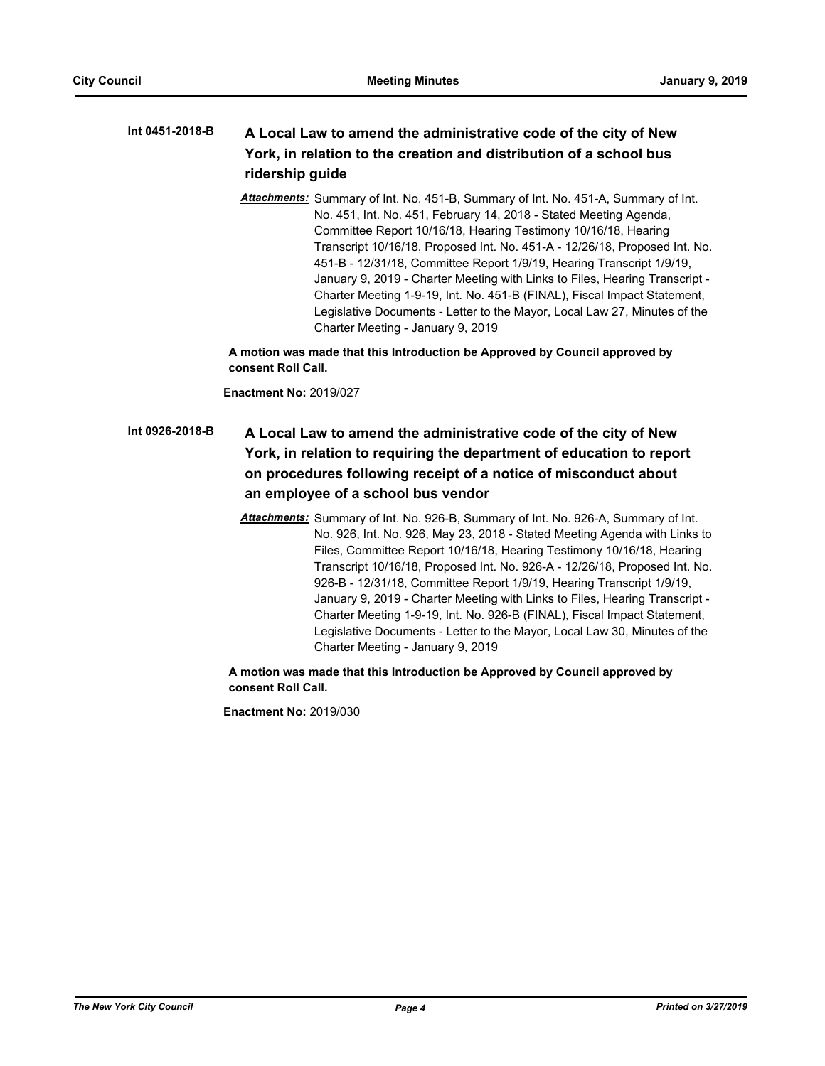**Int 0451-2018-B** **A Local Law to amend the administrative code of the city of New York, in relation to the creation and distribution of a school bus ridership guide**

*Attachments:* Summary of Int. No. 451-B, Summary of Int. No. 451-A, Summary of Int. No. 451, Int. No. 451, February 14, 2018 - Stated Meeting Agenda, Committee Report 10/16/18, Hearing Testimony 10/16/18, Hearing Transcript 10/16/18, Proposed Int. No. 451-A - 12/26/18, Proposed Int. No. 451-B - 12/31/18, Committee Report 1/9/19, Hearing Transcript 1/9/19, January 9, 2019 - Charter Meeting with Links to Files, Hearing Transcript - Charter Meeting 1-9-19, Int. No. 451-B (FINAL), Fiscal Impact Statement, Legislative Documents - Letter to the Mayor, Local Law 27, Minutes of the Charter Meeting - January 9, 2019

**A motion was made that this Introduction be Approved by Council approved by consent Roll Call.**

**Enactment No:** 2019/027

**Int 0926-2018-B** **A Local Law to amend the administrative code of the city of New York, in relation to requiring the department of education to report on procedures following receipt of a notice of misconduct about an employee of a school bus vendor**

*Attachments:* Summary of Int. No. 926-B, Summary of Int. No. 926-A, Summary of Int. No. 926, Int. No. 926, May 23, 2018 - Stated Meeting Agenda with Links to Files, Committee Report 10/16/18, Hearing Testimony 10/16/18, Hearing Transcript 10/16/18, Proposed Int. No. 926-A - 12/26/18, Proposed Int. No. 926-B - 12/31/18, Committee Report 1/9/19, Hearing Transcript 1/9/19, January 9, 2019 - Charter Meeting with Links to Files, Hearing Transcript - Charter Meeting 1-9-19, Int. No. 926-B (FINAL), Fiscal Impact Statement, Legislative Documents - Letter to the Mayor, Local Law 30, Minutes of the Charter Meeting - January 9, 2019

**A motion was made that this Introduction be Approved by Council approved by consent Roll Call.**

**Enactment No:** 2019/030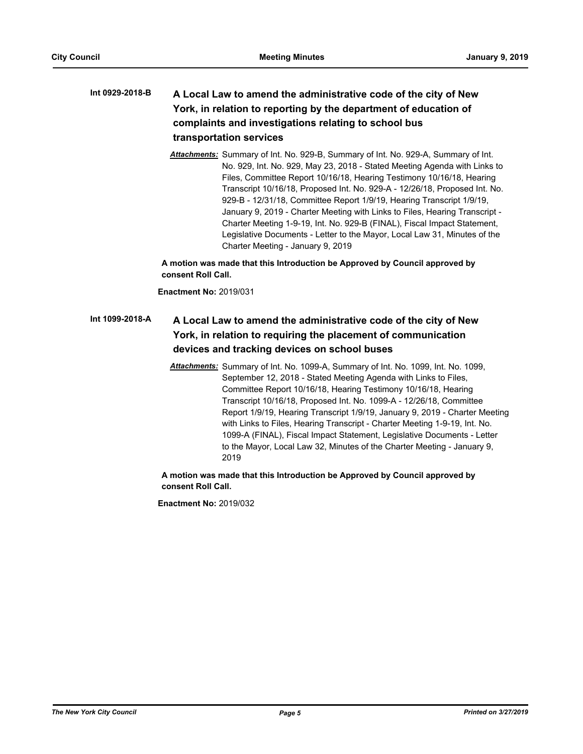**Int 0929-2018-B** **A Local Law to amend the administrative code of the city of New York, in relation to reporting by the department of education of complaints and investigations relating to school bus transportation services**

***Attachments:*** Summary of Int. No. 929-B, Summary of Int. No. 929-A, Summary of Int. No. 929, Int. No. 929, May 23, 2018 - Stated Meeting Agenda with Links to Files, Committee Report 10/16/18, Hearing Testimony 10/16/18, Hearing Transcript 10/16/18, Proposed Int. No. 929-A - 12/26/18, Proposed Int. No. 929-B - 12/31/18, Committee Report 1/9/19, Hearing Transcript 1/9/19, January 9, 2019 - Charter Meeting with Links to Files, Hearing Transcript - Charter Meeting 1-9-19, Int. No. 929-B (FINAL), Fiscal Impact Statement, Legislative Documents - Letter to the Mayor, Local Law 31, Minutes of the Charter Meeting - January 9, 2019

**A motion was made that this Introduction be Approved by Council approved by consent Roll Call.**

**Enactment No:** 2019/031

**Int 1099-2018-A** **A Local Law to amend the administrative code of the city of New York, in relation to requiring the placement of communication devices and tracking devices on school buses**

***Attachments:*** Summary of Int. No. 1099-A, Summary of Int. No. 1099, Int. No. 1099, September 12, 2018 - Stated Meeting Agenda with Links to Files, Committee Report 10/16/18, Hearing Testimony 10/16/18, Hearing Transcript 10/16/18, Proposed Int. No. 1099-A - 12/26/18, Committee Report 1/9/19, Hearing Transcript 1/9/19, January 9, 2019 - Charter Meeting with Links to Files, Hearing Transcript - Charter Meeting 1-9-19, Int. No. 1099-A (FINAL), Fiscal Impact Statement, Legislative Documents - Letter to the Mayor, Local Law 32, Minutes of the Charter Meeting - January 9, 2019

**A motion was made that this Introduction be Approved by Council approved by consent Roll Call.**

**Enactment No:** 2019/032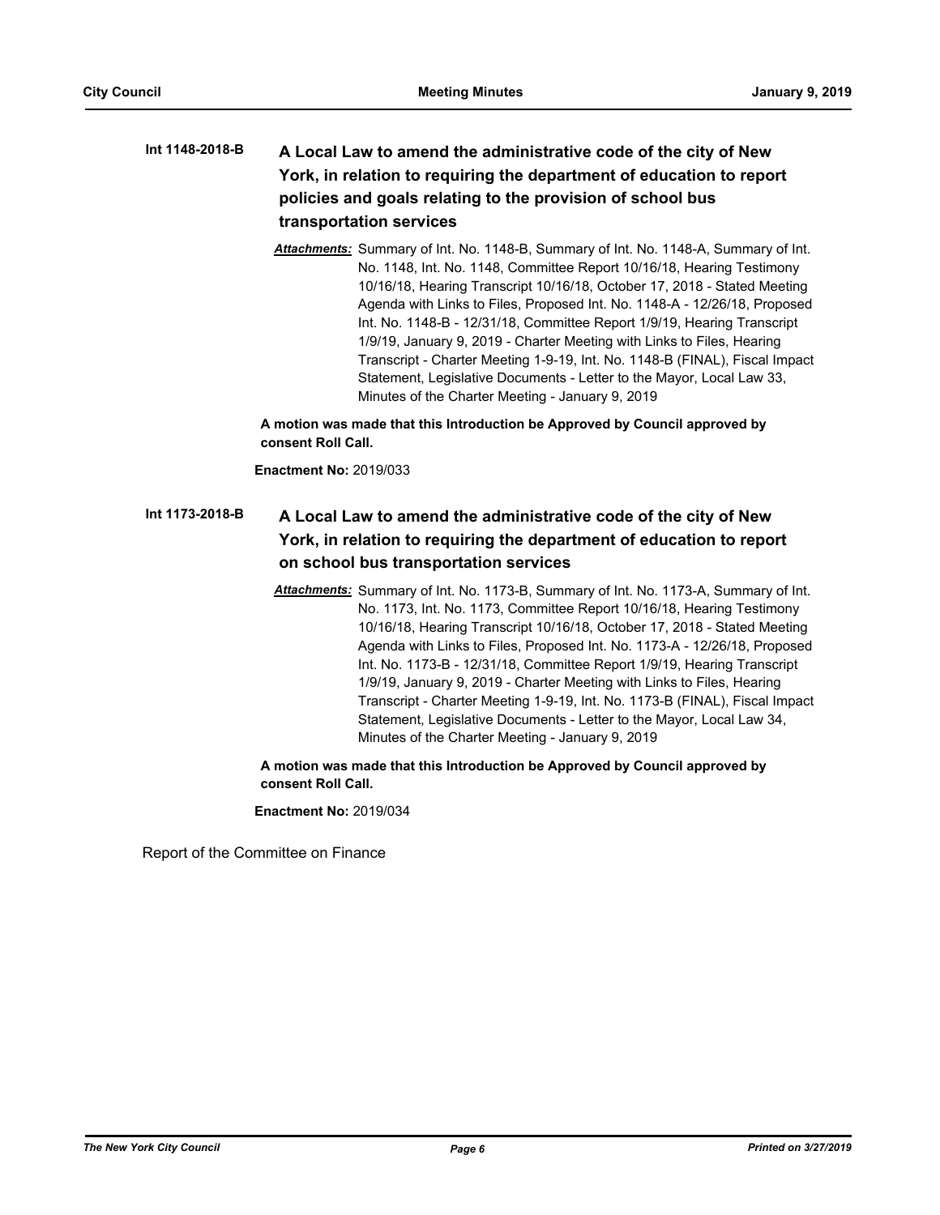**Int 1148-2018-B** **A Local Law to amend the administrative code of the city of New York, in relation to requiring the department of education to report policies and goals relating to the provision of school bus transportation services**

***Attachments:*** Summary of Int. No. 1148-B, Summary of Int. No. 1148-A, Summary of Int. No. 1148, Int. No. 1148, Committee Report 10/16/18, Hearing Testimony 10/16/18, Hearing Transcript 10/16/18, October 17, 2018 - Stated Meeting Agenda with Links to Files, Proposed Int. No. 1148-A - 12/26/18, Proposed Int. No. 1148-B - 12/31/18, Committee Report 1/9/19, Hearing Transcript 1/9/19, January 9, 2019 - Charter Meeting with Links to Files, Hearing Transcript - Charter Meeting 1-9-19, Int. No. 1148-B (FINAL), Fiscal Impact Statement, Legislative Documents - Letter to the Mayor, Local Law 33, Minutes of the Charter Meeting - January 9, 2019

**A motion was made that this Introduction be Approved by Council approved by consent Roll Call.**

**Enactment No:** 2019/033

**Int 1173-2018-B** **A Local Law to amend the administrative code of the city of New York, in relation to requiring the department of education to report on school bus transportation services**

***Attachments:*** Summary of Int. No. 1173-B, Summary of Int. No. 1173-A, Summary of Int. No. 1173, Int. No. 1173, Committee Report 10/16/18, Hearing Testimony 10/16/18, Hearing Transcript 10/16/18, October 17, 2018 - Stated Meeting Agenda with Links to Files, Proposed Int. No. 1173-A - 12/26/18, Proposed Int. No. 1173-B - 12/31/18, Committee Report 1/9/19, Hearing Transcript 1/9/19, January 9, 2019 - Charter Meeting with Links to Files, Hearing Transcript - Charter Meeting 1-9-19, Int. No. 1173-B (FINAL), Fiscal Impact Statement, Legislative Documents - Letter to the Mayor, Local Law 34, Minutes of the Charter Meeting - January 9, 2019

**A motion was made that this Introduction be Approved by Council approved by consent Roll Call.**

**Enactment No:** 2019/034

Report of the Committee on Finance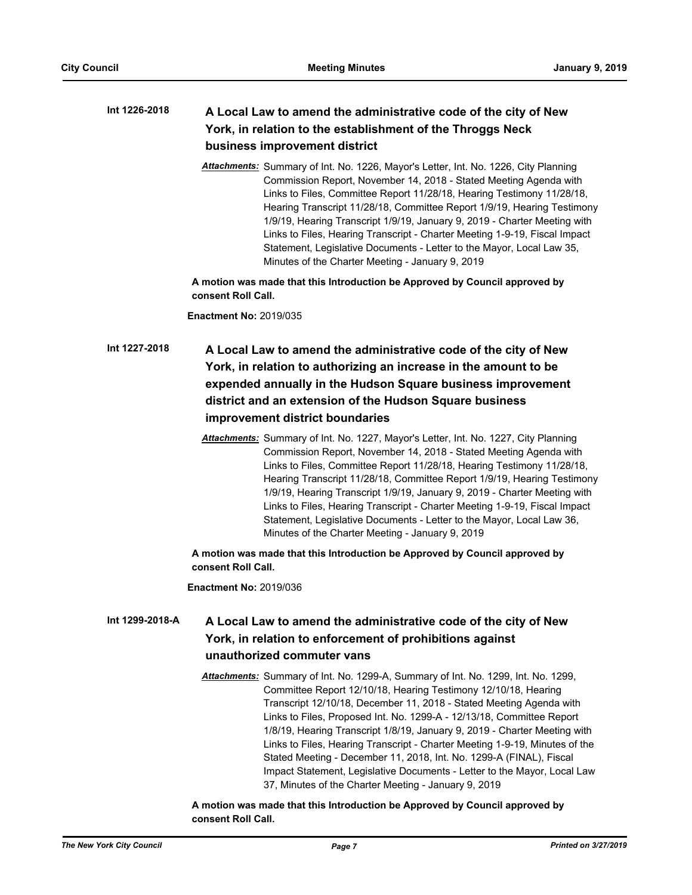**Int 1226-2018** **A Local Law to amend the administrative code of the city of New York, in relation to the establishment of the Throggs Neck business improvement district**

***Attachments:*** Summary of Int. No. 1226, Mayor's Letter, Int. No. 1226, City Planning Commission Report, November 14, 2018 - Stated Meeting Agenda with Links to Files, Committee Report 11/28/18, Hearing Testimony 11/28/18, Hearing Transcript 11/28/18, Committee Report 1/9/19, Hearing Testimony 1/9/19, Hearing Transcript 1/9/19, January 9, 2019 - Charter Meeting with Links to Files, Hearing Transcript - Charter Meeting 1-9-19, Fiscal Impact Statement, Legislative Documents - Letter to the Mayor, Local Law 35, Minutes of the Charter Meeting - January 9, 2019

**A motion was made that this Introduction be Approved by Council approved by consent Roll Call.**

**Enactment No:** 2019/035

**Int 1227-2018** **A Local Law to amend the administrative code of the city of New York, in relation to authorizing an increase in the amount to be expended annually in the Hudson Square business improvement district and an extension of the Hudson Square business improvement district boundaries**

***Attachments:*** Summary of Int. No. 1227, Mayor's Letter, Int. No. 1227, City Planning Commission Report, November 14, 2018 - Stated Meeting Agenda with Links to Files, Committee Report 11/28/18, Hearing Testimony 11/28/18, Hearing Transcript 11/28/18, Committee Report 1/9/19, Hearing Testimony 1/9/19, Hearing Transcript 1/9/19, January 9, 2019 - Charter Meeting with Links to Files, Hearing Transcript - Charter Meeting 1-9-19, Fiscal Impact Statement, Legislative Documents - Letter to the Mayor, Local Law 36, Minutes of the Charter Meeting - January 9, 2019

**A motion was made that this Introduction be Approved by Council approved by consent Roll Call.**

**Enactment No:** 2019/036

**Int 1299-2018-A** **A Local Law to amend the administrative code of the city of New York, in relation to enforcement of prohibitions against unauthorized commuter vans**

***Attachments:*** Summary of Int. No. 1299-A, Summary of Int. No. 1299, Int. No. 1299, Committee Report 12/10/18, Hearing Testimony 12/10/18, Hearing Transcript 12/10/18, December 11, 2018 - Stated Meeting Agenda with Links to Files, Proposed Int. No. 1299-A - 12/13/18, Committee Report 1/8/19, Hearing Transcript 1/8/19, January 9, 2019 - Charter Meeting with Links to Files, Hearing Transcript - Charter Meeting 1-9-19, Minutes of the Stated Meeting - December 11, 2018, Int. No. 1299-A (FINAL), Fiscal Impact Statement, Legislative Documents - Letter to the Mayor, Local Law 37, Minutes of the Charter Meeting - January 9, 2019

**A motion was made that this Introduction be Approved by Council approved by consent Roll Call.**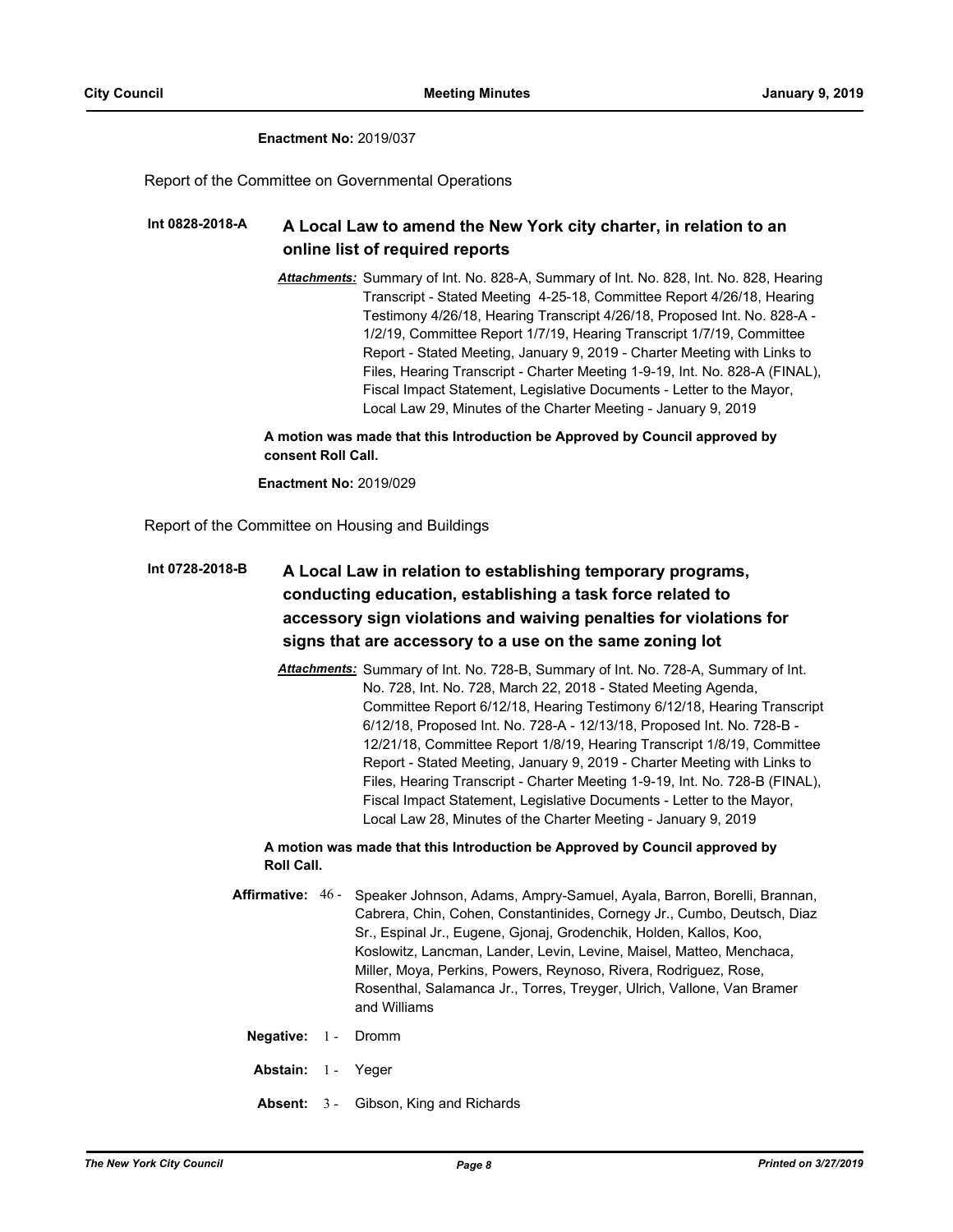**Enactment No:** 2019/037

Report of the Committee on Governmental Operations

**Int 0828-2018-A** **A Local Law to amend the New York city charter, in relation to an online list of required reports**

***Attachments:*** Summary of Int. No. 828-A, Summary of Int. No. 828, Int. No. 828, Hearing Transcript - Stated Meeting 4-25-18, Committee Report 4/26/18, Hearing Testimony 4/26/18, Hearing Transcript 4/26/18, Proposed Int. No. 828-A - 1/2/19, Committee Report 1/7/19, Hearing Transcript 1/7/19, Committee Report - Stated Meeting, January 9, 2019 - Charter Meeting with Links to Files, Hearing Transcript - Charter Meeting 1-9-19, Int. No. 828-A (FINAL), Fiscal Impact Statement, Legislative Documents - Letter to the Mayor, Local Law 29, Minutes of the Charter Meeting - January 9, 2019

**A motion was made that this Introduction be Approved by Council approved by consent Roll Call.**

**Enactment No:** 2019/029

Report of the Committee on Housing and Buildings

**Int 0728-2018-B** **A Local Law in relation to establishing temporary programs, conducting education, establishing a task force related to accessory sign violations and waiving penalties for violations for signs that are accessory to a use on the same zoning lot**

***Attachments:*** Summary of Int. No. 728-B, Summary of Int. No. 728-A, Summary of Int. No. 728, Int. No. 728, March 22, 2018 - Stated Meeting Agenda, Committee Report 6/12/18, Hearing Testimony 6/12/18, Hearing Transcript 6/12/18, Proposed Int. No. 728-A - 12/13/18, Proposed Int. No. 728-B - 12/21/18, Committee Report 1/8/19, Hearing Transcript 1/8/19, Committee Report - Stated Meeting, January 9, 2019 - Charter Meeting with Links to Files, Hearing Transcript - Charter Meeting 1-9-19, Int. No. 728-B (FINAL), Fiscal Impact Statement, Legislative Documents - Letter to the Mayor, Local Law 28, Minutes of the Charter Meeting - January 9, 2019

**A motion was made that this Introduction be Approved by Council approved by Roll Call.**

**Affirmative:** 46 - Speaker Johnson, Adams, Ampry-Samuel, Ayala, Barron, Borelli, Brannan, Cabrera, Chin, Cohen, Constantinides, Cornegy Jr., Cumbo, Deutsch, Diaz Sr., Espinal Jr., Eugene, Gjonaj, Grodenchik, Holden, Kallos, Koo, Koslowitz, Lancman, Lander, Levin, Levine, Maisel, Matteo, Menchaca, Miller, Moya, Perkins, Powers, Reynoso, Rivera, Rodriguez, Rose, Rosenthal, Salamanca Jr., Torres, Treyger, Ulrich, Vallone, Van Bramer and Williams

**Negative:** 1 - Dromm

**Abstain:** 1 - Yeger

**Absent:** 3 - Gibson, King and Richards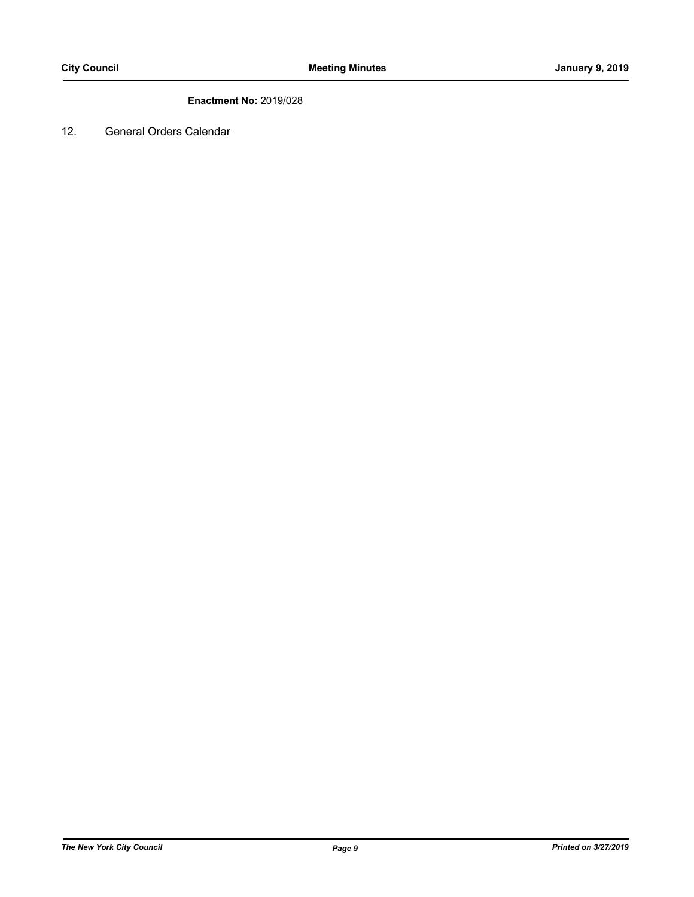**Enactment No:** 2019/028

12. General Orders Calendar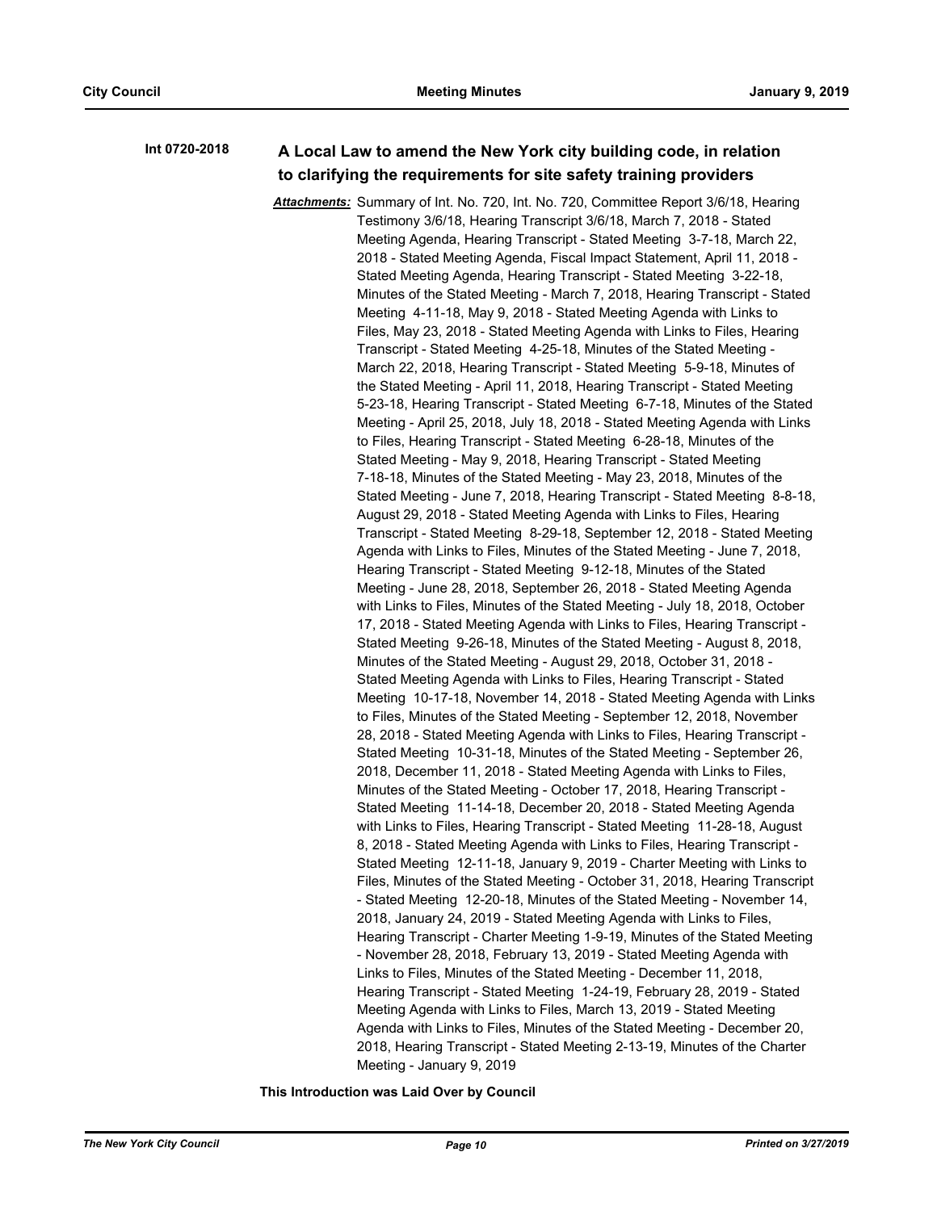**Int 0720-2018**

### A Local Law to amend the New York city building code, in relation to clarifying the requirements for site safety training providers

***Attachments:*** Summary of Int. No. 720, Int. No. 720, Committee Report 3/6/18, Hearing Testimony 3/6/18, Hearing Transcript 3/6/18, March 7, 2018 - Stated Meeting Agenda, Hearing Transcript - Stated Meeting 3-7-18, March 22, 2018 - Stated Meeting Agenda, Fiscal Impact Statement, April 11, 2018 - Stated Meeting Agenda, Hearing Transcript - Stated Meeting 3-22-18, Minutes of the Stated Meeting - March 7, 2018, Hearing Transcript - Stated Meeting 4-11-18, May 9, 2018 - Stated Meeting Agenda with Links to Files, May 23, 2018 - Stated Meeting Agenda with Links to Files, Hearing Transcript - Stated Meeting 4-25-18, Minutes of the Stated Meeting - March 22, 2018, Hearing Transcript - Stated Meeting 5-9-18, Minutes of the Stated Meeting - April 11, 2018, Hearing Transcript - Stated Meeting 5-23-18, Hearing Transcript - Stated Meeting 6-7-18, Minutes of the Stated Meeting - April 25, 2018, July 18, 2018 - Stated Meeting Agenda with Links to Files, Hearing Transcript - Stated Meeting 6-28-18, Minutes of the Stated Meeting - May 9, 2018, Hearing Transcript - Stated Meeting 7-18-18, Minutes of the Stated Meeting - May 23, 2018, Minutes of the Stated Meeting - June 7, 2018, Hearing Transcript - Stated Meeting 8-8-18, August 29, 2018 - Stated Meeting Agenda with Links to Files, Hearing Transcript - Stated Meeting 8-29-18, September 12, 2018 - Stated Meeting Agenda with Links to Files, Minutes of the Stated Meeting - June 7, 2018, Hearing Transcript - Stated Meeting 9-12-18, Minutes of the Stated Meeting - June 28, 2018, September 26, 2018 - Stated Meeting Agenda with Links to Files, Minutes of the Stated Meeting - July 18, 2018, October 17, 2018 - Stated Meeting Agenda with Links to Files, Hearing Transcript - Stated Meeting 9-26-18, Minutes of the Stated Meeting - August 8, 2018, Minutes of the Stated Meeting - August 29, 2018, October 31, 2018 - Stated Meeting Agenda with Links to Files, Hearing Transcript - Stated Meeting 10-17-18, November 14, 2018 - Stated Meeting Agenda with Links to Files, Minutes of the Stated Meeting - September 12, 2018, November 28, 2018 - Stated Meeting Agenda with Links to Files, Hearing Transcript - Stated Meeting 10-31-18, Minutes of the Stated Meeting - September 26, 2018, December 11, 2018 - Stated Meeting Agenda with Links to Files, Minutes of the Stated Meeting - October 17, 2018, Hearing Transcript - Stated Meeting 11-14-18, December 20, 2018 - Stated Meeting Agenda with Links to Files, Hearing Transcript - Stated Meeting 11-28-18, August 8, 2018 - Stated Meeting Agenda with Links to Files, Hearing Transcript - Stated Meeting 12-11-18, January 9, 2019 - Charter Meeting with Links to Files, Minutes of the Stated Meeting - October 31, 2018, Hearing Transcript - Stated Meeting 12-20-18, Minutes of the Stated Meeting - November 14, 2018, January 24, 2019 - Stated Meeting Agenda with Links to Files, Hearing Transcript - Charter Meeting 1-9-19, Minutes of the Stated Meeting - November 28, 2018, February 13, 2019 - Stated Meeting Agenda with Links to Files, Minutes of the Stated Meeting - December 11, 2018, Hearing Transcript - Stated Meeting 1-24-19, February 28, 2019 - Stated Meeting Agenda with Links to Files, March 13, 2019 - Stated Meeting Agenda with Links to Files, Minutes of the Stated Meeting - December 20, 2018, Hearing Transcript - Stated Meeting 2-13-19, Minutes of the Charter Meeting - January 9, 2019

**This Introduction was Laid Over by Council**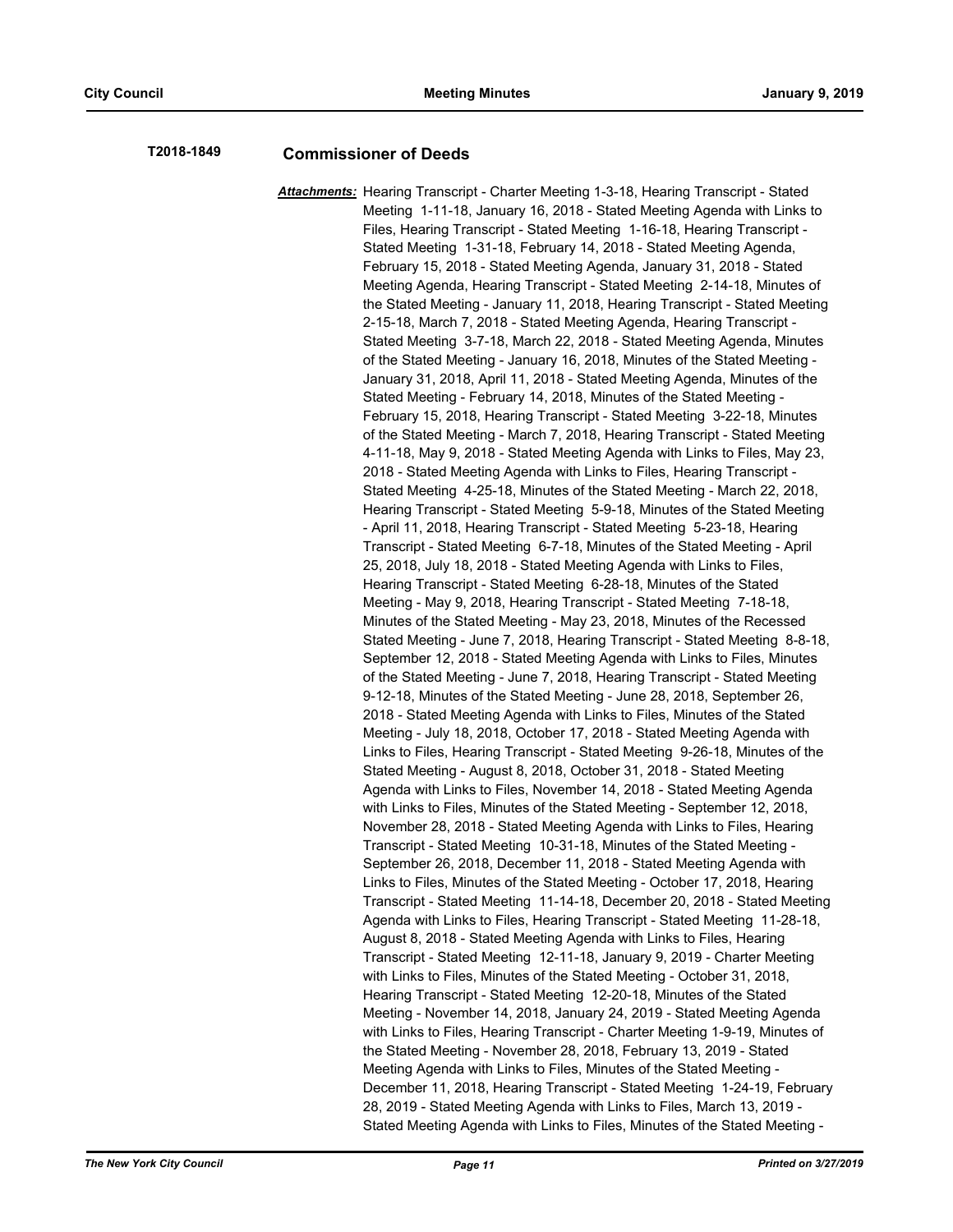**T2018-1849** **Commissioner of Deeds**

***Attachments:*** Hearing Transcript - Charter Meeting 1-3-18, Hearing Transcript - Stated Meeting 1-11-18, January 16, 2018 - Stated Meeting Agenda with Links to Files, Hearing Transcript - Stated Meeting 1-16-18, Hearing Transcript - Stated Meeting 1-31-18, February 14, 2018 - Stated Meeting Agenda, February 15, 2018 - Stated Meeting Agenda, January 31, 2018 - Stated Meeting Agenda, Hearing Transcript - Stated Meeting 2-14-18, Minutes of the Stated Meeting - January 11, 2018, Hearing Transcript - Stated Meeting 2-15-18, March 7, 2018 - Stated Meeting Agenda, Hearing Transcript - Stated Meeting 3-7-18, March 22, 2018 - Stated Meeting Agenda, Minutes of the Stated Meeting - January 16, 2018, Minutes of the Stated Meeting - January 31, 2018, April 11, 2018 - Stated Meeting Agenda, Minutes of the Stated Meeting - February 14, 2018, Minutes of the Stated Meeting - February 15, 2018, Hearing Transcript - Stated Meeting 3-22-18, Minutes of the Stated Meeting - March 7, 2018, Hearing Transcript - Stated Meeting 4-11-18, May 9, 2018 - Stated Meeting Agenda with Links to Files, May 23, 2018 - Stated Meeting Agenda with Links to Files, Hearing Transcript - Stated Meeting 4-25-18, Minutes of the Stated Meeting - March 22, 2018, Hearing Transcript - Stated Meeting 5-9-18, Minutes of the Stated Meeting - April 11, 2018, Hearing Transcript - Stated Meeting 5-23-18, Hearing Transcript - Stated Meeting 6-7-18, Minutes of the Stated Meeting - April 25, 2018, July 18, 2018 - Stated Meeting Agenda with Links to Files, Hearing Transcript - Stated Meeting 6-28-18, Minutes of the Stated Meeting - May 9, 2018, Hearing Transcript - Stated Meeting 7-18-18, Minutes of the Stated Meeting - May 23, 2018, Minutes of the Recessed Stated Meeting - June 7, 2018, Hearing Transcript - Stated Meeting 8-8-18, September 12, 2018 - Stated Meeting Agenda with Links to Files, Minutes of the Stated Meeting - June 7, 2018, Hearing Transcript - Stated Meeting 9-12-18, Minutes of the Stated Meeting - June 28, 2018, September 26, 2018 - Stated Meeting Agenda with Links to Files, Minutes of the Stated Meeting - July 18, 2018, October 17, 2018 - Stated Meeting Agenda with Links to Files, Hearing Transcript - Stated Meeting 9-26-18, Minutes of the Stated Meeting - August 8, 2018, October 31, 2018 - Stated Meeting Agenda with Links to Files, November 14, 2018 - Stated Meeting Agenda with Links to Files, Minutes of the Stated Meeting - September 12, 2018, November 28, 2018 - Stated Meeting Agenda with Links to Files, Hearing Transcript - Stated Meeting 10-31-18, Minutes of the Stated Meeting - September 26, 2018, December 11, 2018 - Stated Meeting Agenda with Links to Files, Minutes of the Stated Meeting - October 17, 2018, Hearing Transcript - Stated Meeting 11-14-18, December 20, 2018 - Stated Meeting Agenda with Links to Files, Hearing Transcript - Stated Meeting 11-28-18, August 8, 2018 - Stated Meeting Agenda with Links to Files, Hearing Transcript - Stated Meeting 12-11-18, January 9, 2019 - Charter Meeting with Links to Files, Minutes of the Stated Meeting - October 31, 2018, Hearing Transcript - Stated Meeting 12-20-18, Minutes of the Stated Meeting - November 14, 2018, January 24, 2019 - Stated Meeting Agenda with Links to Files, Hearing Transcript - Charter Meeting 1-9-19, Minutes of the Stated Meeting - November 28, 2018, February 13, 2019 - Stated Meeting Agenda with Links to Files, Minutes of the Stated Meeting - December 11, 2018, Hearing Transcript - Stated Meeting 1-24-19, February 28, 2019 - Stated Meeting Agenda with Links to Files, March 13, 2019 - Stated Meeting Agenda with Links to Files, Minutes of the Stated Meeting -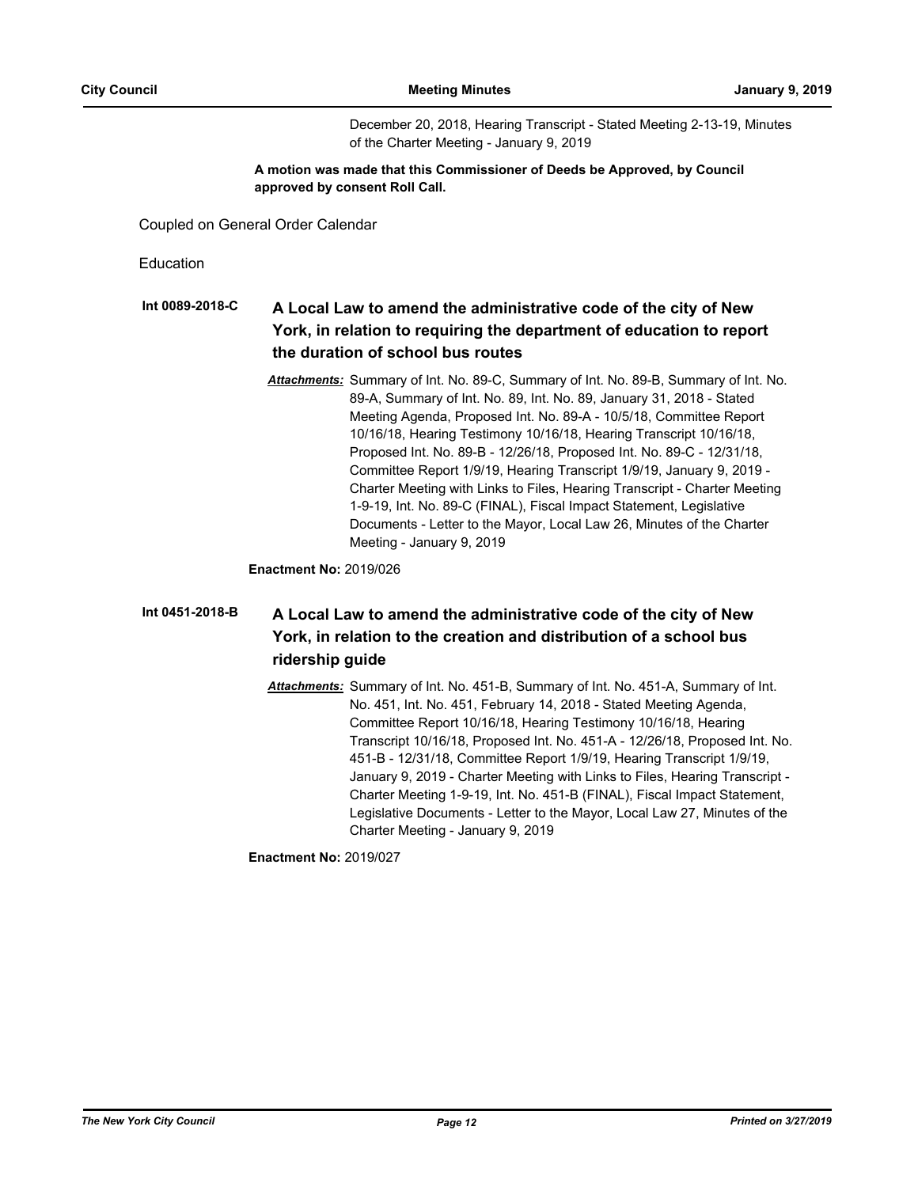December 20, 2018, Hearing Transcript - Stated Meeting 2-13-19, Minutes of the Charter Meeting - January 9, 2019

**A motion was made that this Commissioner of Deeds be Approved, by Council approved by consent Roll Call.**

Coupled on General Order Calendar

Education

**Int 0089-2018-C** **A Local Law to amend the administrative code of the city of New York, in relation to requiring the department of education to report the duration of school bus routes**

***Attachments:*** Summary of Int. No. 89-C, Summary of Int. No. 89-B, Summary of Int. No. 89-A, Summary of Int. No. 89, Int. No. 89, January 31, 2018 - Stated Meeting Agenda, Proposed Int. No. 89-A - 10/5/18, Committee Report 10/16/18, Hearing Testimony 10/16/18, Hearing Transcript 10/16/18, Proposed Int. No. 89-B - 12/26/18, Proposed Int. No. 89-C - 12/31/18, Committee Report 1/9/19, Hearing Transcript 1/9/19, January 9, 2019 - Charter Meeting with Links to Files, Hearing Transcript - Charter Meeting 1-9-19, Int. No. 89-C (FINAL), Fiscal Impact Statement, Legislative Documents - Letter to the Mayor, Local Law 26, Minutes of the Charter Meeting - January 9, 2019

**Enactment No:** 2019/026

**Int 0451-2018-B** **A Local Law to amend the administrative code of the city of New York, in relation to the creation and distribution of a school bus ridership guide**

***Attachments:*** Summary of Int. No. 451-B, Summary of Int. No. 451-A, Summary of Int. No. 451, Int. No. 451, February 14, 2018 - Stated Meeting Agenda, Committee Report 10/16/18, Hearing Testimony 10/16/18, Hearing Transcript 10/16/18, Proposed Int. No. 451-A - 12/26/18, Proposed Int. No. 451-B - 12/31/18, Committee Report 1/9/19, Hearing Transcript 1/9/19, January 9, 2019 - Charter Meeting with Links to Files, Hearing Transcript - Charter Meeting 1-9-19, Int. No. 451-B (FINAL), Fiscal Impact Statement, Legislative Documents - Letter to the Mayor, Local Law 27, Minutes of the Charter Meeting - January 9, 2019

**Enactment No:** 2019/027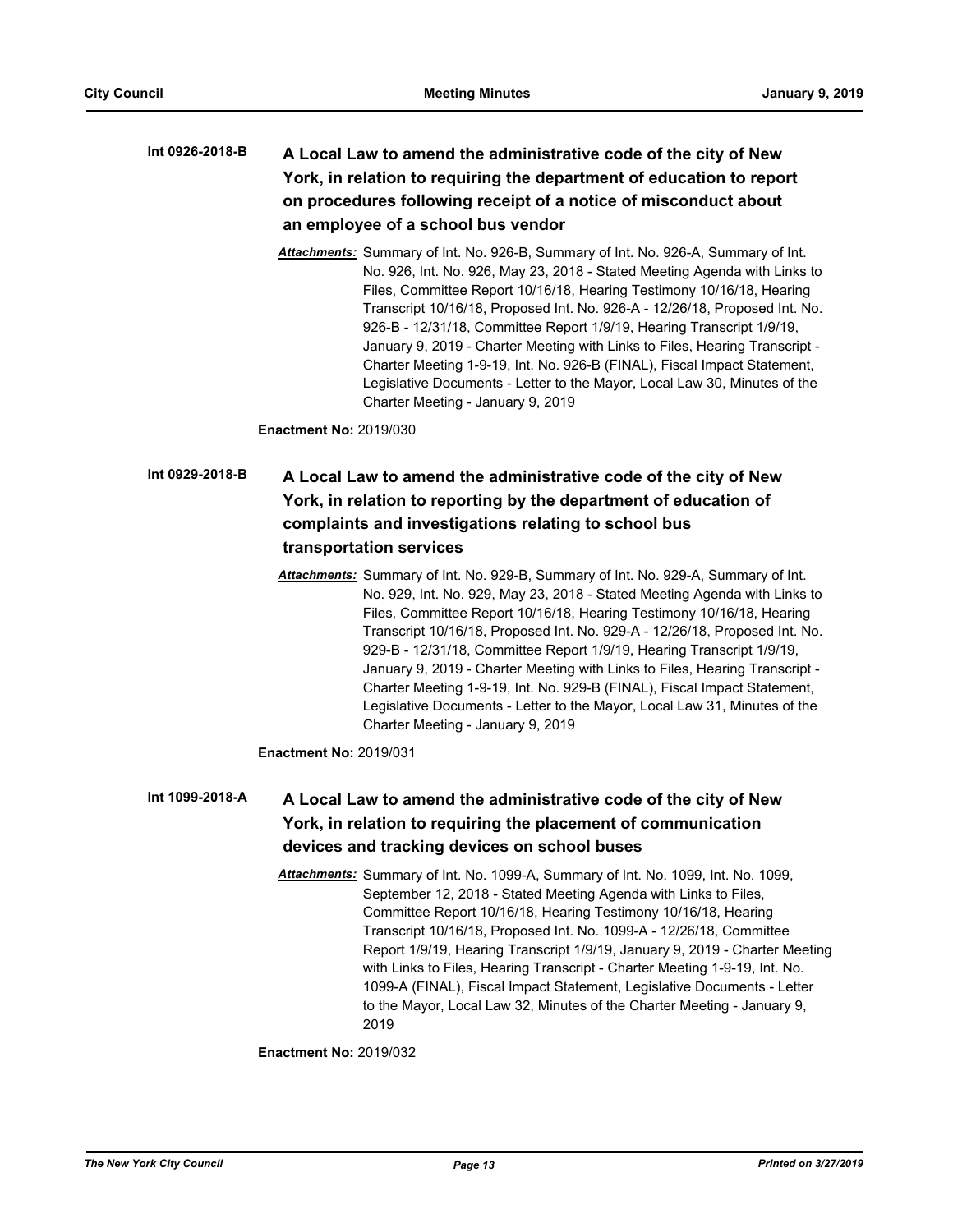**Int 0926-2018-B** **A Local Law to amend the administrative code of the city of New York, in relation to requiring the department of education to report on procedures following receipt of a notice of misconduct about an employee of a school bus vendor**

*Attachments:* Summary of Int. No. 926-B, Summary of Int. No. 926-A, Summary of Int. No. 926, Int. No. 926, May 23, 2018 - Stated Meeting Agenda with Links to Files, Committee Report 10/16/18, Hearing Testimony 10/16/18, Hearing Transcript 10/16/18, Proposed Int. No. 926-A - 12/26/18, Proposed Int. No. 926-B - 12/31/18, Committee Report 1/9/19, Hearing Transcript 1/9/19, January 9, 2019 - Charter Meeting with Links to Files, Hearing Transcript - Charter Meeting 1-9-19, Int. No. 926-B (FINAL), Fiscal Impact Statement, Legislative Documents - Letter to the Mayor, Local Law 30, Minutes of the Charter Meeting - January 9, 2019

**Enactment No:** 2019/030

**Int 0929-2018-B** **A Local Law to amend the administrative code of the city of New York, in relation to reporting by the department of education of complaints and investigations relating to school bus transportation services**

*Attachments:* Summary of Int. No. 929-B, Summary of Int. No. 929-A, Summary of Int. No. 929, Int. No. 929, May 23, 2018 - Stated Meeting Agenda with Links to Files, Committee Report 10/16/18, Hearing Testimony 10/16/18, Hearing Transcript 10/16/18, Proposed Int. No. 929-A - 12/26/18, Proposed Int. No. 929-B - 12/31/18, Committee Report 1/9/19, Hearing Transcript 1/9/19, January 9, 2019 - Charter Meeting with Links to Files, Hearing Transcript - Charter Meeting 1-9-19, Int. No. 929-B (FINAL), Fiscal Impact Statement, Legislative Documents - Letter to the Mayor, Local Law 31, Minutes of the Charter Meeting - January 9, 2019

**Enactment No:** 2019/031

**Int 1099-2018-A** **A Local Law to amend the administrative code of the city of New York, in relation to requiring the placement of communication devices and tracking devices on school buses**

*Attachments:* Summary of Int. No. 1099-A, Summary of Int. No. 1099, Int. No. 1099, September 12, 2018 - Stated Meeting Agenda with Links to Files, Committee Report 10/16/18, Hearing Testimony 10/16/18, Hearing Transcript 10/16/18, Proposed Int. No. 1099-A - 12/26/18, Committee Report 1/9/19, Hearing Transcript 1/9/19, January 9, 2019 - Charter Meeting with Links to Files, Hearing Transcript - Charter Meeting 1-9-19, Int. No. 1099-A (FINAL), Fiscal Impact Statement, Legislative Documents - Letter to the Mayor, Local Law 32, Minutes of the Charter Meeting - January 9, 2019

**Enactment No:** 2019/032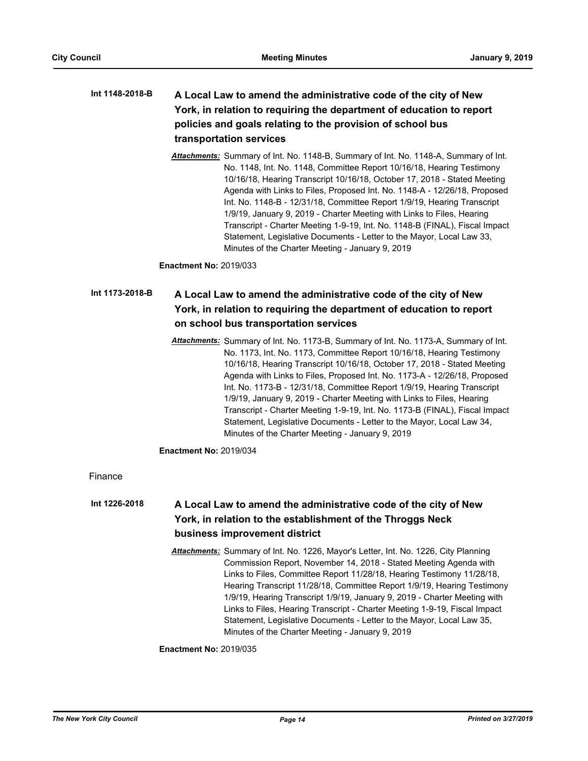**Int 1148-2018-B** **A Local Law to amend the administrative code of the city of New York, in relation to requiring the department of education to report policies and goals relating to the provision of school bus transportation services**

*Attachments:* Summary of Int. No. 1148-B, Summary of Int. No. 1148-A, Summary of Int. No. 1148, Int. No. 1148, Committee Report 10/16/18, Hearing Testimony 10/16/18, Hearing Transcript 10/16/18, October 17, 2018 - Stated Meeting Agenda with Links to Files, Proposed Int. No. 1148-A - 12/26/18, Proposed Int. No. 1148-B - 12/31/18, Committee Report 1/9/19, Hearing Transcript 1/9/19, January 9, 2019 - Charter Meeting with Links to Files, Hearing Transcript - Charter Meeting 1-9-19, Int. No. 1148-B (FINAL), Fiscal Impact Statement, Legislative Documents - Letter to the Mayor, Local Law 33, Minutes of the Charter Meeting - January 9, 2019

**Enactment No:** 2019/033

**Int 1173-2018-B** **A Local Law to amend the administrative code of the city of New York, in relation to requiring the department of education to report on school bus transportation services**

*Attachments:* Summary of Int. No. 1173-B, Summary of Int. No. 1173-A, Summary of Int. No. 1173, Int. No. 1173, Committee Report 10/16/18, Hearing Testimony 10/16/18, Hearing Transcript 10/16/18, October 17, 2018 - Stated Meeting Agenda with Links to Files, Proposed Int. No. 1173-A - 12/26/18, Proposed Int. No. 1173-B - 12/31/18, Committee Report 1/9/19, Hearing Transcript 1/9/19, January 9, 2019 - Charter Meeting with Links to Files, Hearing Transcript - Charter Meeting 1-9-19, Int. No. 1173-B (FINAL), Fiscal Impact Statement, Legislative Documents - Letter to the Mayor, Local Law 34, Minutes of the Charter Meeting - January 9, 2019

**Enactment No:** 2019/034

Finance

**Int 1226-2018** **A Local Law to amend the administrative code of the city of New York, in relation to the establishment of the Throggs Neck business improvement district**

*Attachments:* Summary of Int. No. 1226, Mayor's Letter, Int. No. 1226, City Planning Commission Report, November 14, 2018 - Stated Meeting Agenda with Links to Files, Committee Report 11/28/18, Hearing Testimony 11/28/18, Hearing Transcript 11/28/18, Committee Report 1/9/19, Hearing Testimony 1/9/19, Hearing Transcript 1/9/19, January 9, 2019 - Charter Meeting with Links to Files, Hearing Transcript - Charter Meeting 1-9-19, Fiscal Impact Statement, Legislative Documents - Letter to the Mayor, Local Law 35, Minutes of the Charter Meeting - January 9, 2019

**Enactment No:** 2019/035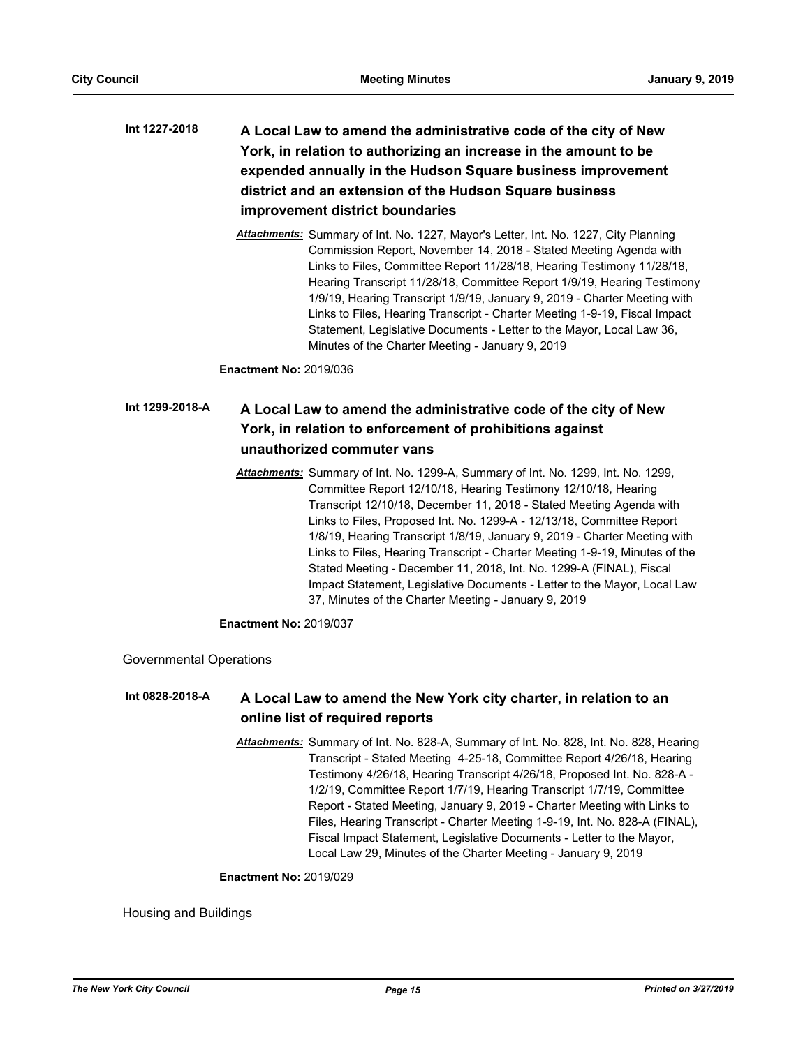**Int 1227-2018** **A Local Law to amend the administrative code of the city of New York, in relation to authorizing an increase in the amount to be expended annually in the Hudson Square business improvement district and an extension of the Hudson Square business improvement district boundaries**

***Attachments:*** Summary of Int. No. 1227, Mayor's Letter, Int. No. 1227, City Planning Commission Report, November 14, 2018 - Stated Meeting Agenda with Links to Files, Committee Report 11/28/18, Hearing Testimony 11/28/18, Hearing Transcript 11/28/18, Committee Report 1/9/19, Hearing Testimony 1/9/19, Hearing Transcript 1/9/19, January 9, 2019 - Charter Meeting with Links to Files, Hearing Transcript - Charter Meeting 1-9-19, Fiscal Impact Statement, Legislative Documents - Letter to the Mayor, Local Law 36, Minutes of the Charter Meeting - January 9, 2019

**Enactment No:** 2019/036

**Int 1299-2018-A** **A Local Law to amend the administrative code of the city of New York, in relation to enforcement of prohibitions against unauthorized commuter vans**

***Attachments:*** Summary of Int. No. 1299-A, Summary of Int. No. 1299, Int. No. 1299, Committee Report 12/10/18, Hearing Testimony 12/10/18, Hearing Transcript 12/10/18, December 11, 2018 - Stated Meeting Agenda with Links to Files, Proposed Int. No. 1299-A - 12/13/18, Committee Report 1/8/19, Hearing Transcript 1/8/19, January 9, 2019 - Charter Meeting with Links to Files, Hearing Transcript - Charter Meeting 1-9-19, Minutes of the Stated Meeting - December 11, 2018, Int. No. 1299-A (FINAL), Fiscal Impact Statement, Legislative Documents - Letter to the Mayor, Local Law 37, Minutes of the Charter Meeting - January 9, 2019

**Enactment No:** 2019/037

Governmental Operations

**Int 0828-2018-A** **A Local Law to amend the New York city charter, in relation to an online list of required reports**

***Attachments:*** Summary of Int. No. 828-A, Summary of Int. No. 828, Int. No. 828, Hearing Transcript - Stated Meeting 4-25-18, Committee Report 4/26/18, Hearing Testimony 4/26/18, Hearing Transcript 4/26/18, Proposed Int. No. 828-A - 1/2/19, Committee Report 1/7/19, Hearing Transcript 1/7/19, Committee Report - Stated Meeting, January 9, 2019 - Charter Meeting with Links to Files, Hearing Transcript - Charter Meeting 1-9-19, Int. No. 828-A (FINAL), Fiscal Impact Statement, Legislative Documents - Letter to the Mayor, Local Law 29, Minutes of the Charter Meeting - January 9, 2019

**Enactment No:** 2019/029

Housing and Buildings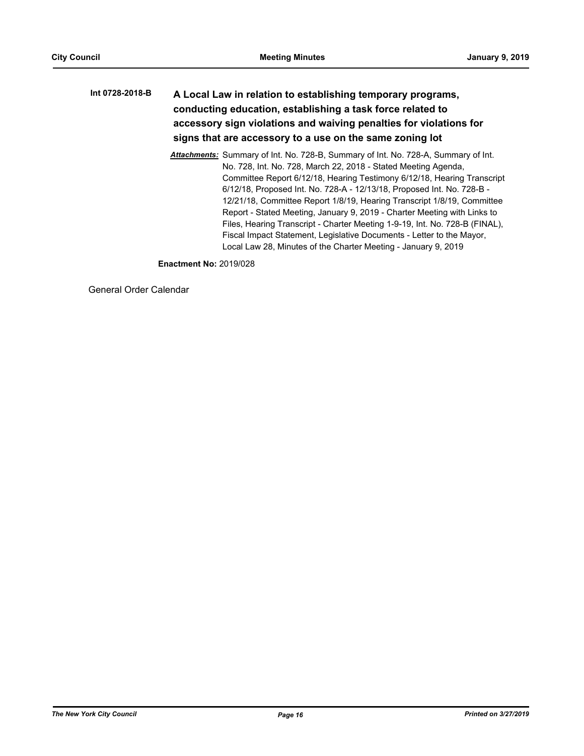**Int 0728-2018-B** **A Local Law in relation to establishing temporary programs, conducting education, establishing a task force related to accessory sign violations and waiving penalties for violations for signs that are accessory to a use on the same zoning lot**

***Attachments:*** Summary of Int. No. 728-B, Summary of Int. No. 728-A, Summary of Int. No. 728, Int. No. 728, March 22, 2018 - Stated Meeting Agenda, Committee Report 6/12/18, Hearing Testimony 6/12/18, Hearing Transcript 6/12/18, Proposed Int. No. 728-A - 12/13/18, Proposed Int. No. 728-B - 12/21/18, Committee Report 1/8/19, Hearing Transcript 1/8/19, Committee Report - Stated Meeting, January 9, 2019 - Charter Meeting with Links to Files, Hearing Transcript - Charter Meeting 1-9-19, Int. No. 728-B (FINAL), Fiscal Impact Statement, Legislative Documents - Letter to the Mayor, Local Law 28, Minutes of the Charter Meeting - January 9, 2019

**Enactment No:** 2019/028

General Order Calendar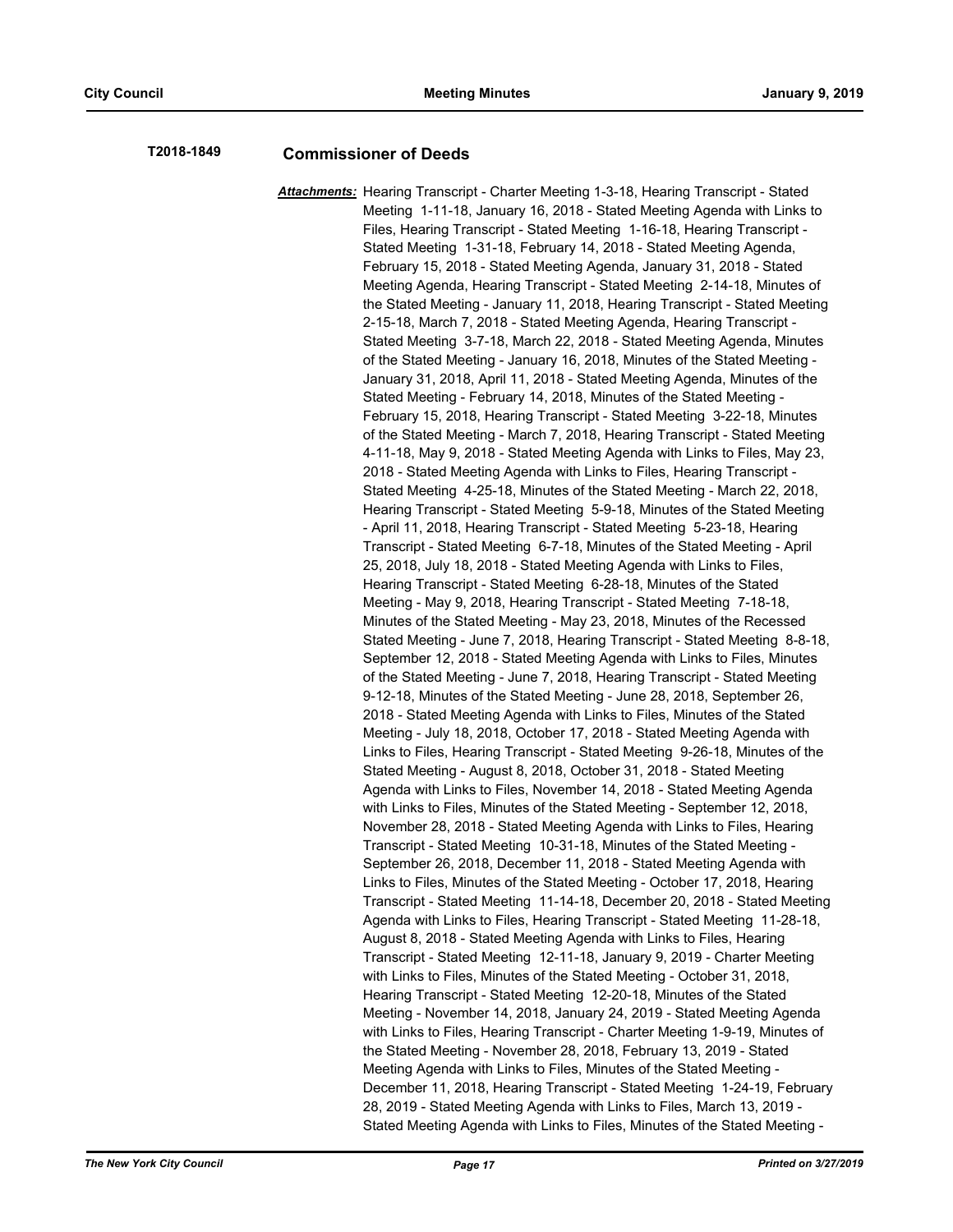**T2018-1849** **Commissioner of Deeds**

***Attachments:*** Hearing Transcript - Charter Meeting 1-3-18, Hearing Transcript - Stated Meeting 1-11-18, January 16, 2018 - Stated Meeting Agenda with Links to Files, Hearing Transcript - Stated Meeting 1-16-18, Hearing Transcript - Stated Meeting 1-31-18, February 14, 2018 - Stated Meeting Agenda, February 15, 2018 - Stated Meeting Agenda, January 31, 2018 - Stated Meeting Agenda, Hearing Transcript - Stated Meeting 2-14-18, Minutes of the Stated Meeting - January 11, 2018, Hearing Transcript - Stated Meeting 2-15-18, March 7, 2018 - Stated Meeting Agenda, Hearing Transcript - Stated Meeting 3-7-18, March 22, 2018 - Stated Meeting Agenda, Minutes of the Stated Meeting - January 16, 2018, Minutes of the Stated Meeting - January 31, 2018, April 11, 2018 - Stated Meeting Agenda, Minutes of the Stated Meeting - February 14, 2018, Minutes of the Stated Meeting - February 15, 2018, Hearing Transcript - Stated Meeting 3-22-18, Minutes of the Stated Meeting - March 7, 2018, Hearing Transcript - Stated Meeting 4-11-18, May 9, 2018 - Stated Meeting Agenda with Links to Files, May 23, 2018 - Stated Meeting Agenda with Links to Files, Hearing Transcript - Stated Meeting 4-25-18, Minutes of the Stated Meeting - March 22, 2018, Hearing Transcript - Stated Meeting 5-9-18, Minutes of the Stated Meeting - April 11, 2018, Hearing Transcript - Stated Meeting 5-23-18, Hearing Transcript - Stated Meeting 6-7-18, Minutes of the Stated Meeting - April 25, 2018, July 18, 2018 - Stated Meeting Agenda with Links to Files, Hearing Transcript - Stated Meeting 6-28-18, Minutes of the Stated Meeting - May 9, 2018, Hearing Transcript - Stated Meeting 7-18-18, Minutes of the Stated Meeting - May 23, 2018, Minutes of the Recessed Stated Meeting - June 7, 2018, Hearing Transcript - Stated Meeting 8-8-18, September 12, 2018 - Stated Meeting Agenda with Links to Files, Minutes of the Stated Meeting - June 7, 2018, Hearing Transcript - Stated Meeting 9-12-18, Minutes of the Stated Meeting - June 28, 2018, September 26, 2018 - Stated Meeting Agenda with Links to Files, Minutes of the Stated Meeting - July 18, 2018, October 17, 2018 - Stated Meeting Agenda with Links to Files, Hearing Transcript - Stated Meeting 9-26-18, Minutes of the Stated Meeting - August 8, 2018, October 31, 2018 - Stated Meeting Agenda with Links to Files, November 14, 2018 - Stated Meeting Agenda with Links to Files, Minutes of the Stated Meeting - September 12, 2018, November 28, 2018 - Stated Meeting Agenda with Links to Files, Hearing Transcript - Stated Meeting 10-31-18, Minutes of the Stated Meeting - September 26, 2018, December 11, 2018 - Stated Meeting Agenda with Links to Files, Minutes of the Stated Meeting - October 17, 2018, Hearing Transcript - Stated Meeting 11-14-18, December 20, 2018 - Stated Meeting Agenda with Links to Files, Hearing Transcript - Stated Meeting 11-28-18, August 8, 2018 - Stated Meeting Agenda with Links to Files, Hearing Transcript - Stated Meeting 12-11-18, January 9, 2019 - Charter Meeting with Links to Files, Minutes of the Stated Meeting - October 31, 2018, Hearing Transcript - Stated Meeting 12-20-18, Minutes of the Stated Meeting - November 14, 2018, January 24, 2019 - Stated Meeting Agenda with Links to Files, Hearing Transcript - Charter Meeting 1-9-19, Minutes of the Stated Meeting - November 28, 2018, February 13, 2019 - Stated Meeting Agenda with Links to Files, Minutes of the Stated Meeting - December 11, 2018, Hearing Transcript - Stated Meeting 1-24-19, February 28, 2019 - Stated Meeting Agenda with Links to Files, March 13, 2019 - Stated Meeting Agenda with Links to Files, Minutes of the Stated Meeting -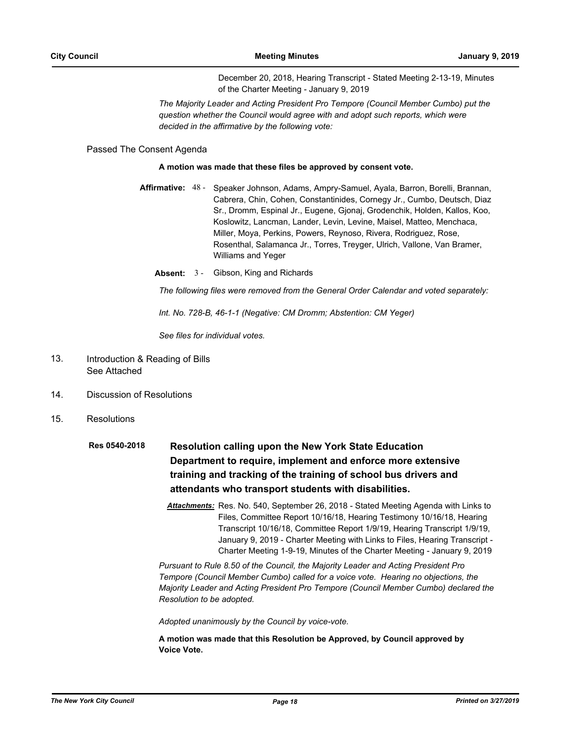December 20, 2018, Hearing Transcript - Stated Meeting 2-13-19, Minutes of the Charter Meeting - January 9, 2019

*The Majority Leader and Acting President Pro Tempore (Council Member Cumbo) put the question whether the Council would agree with and adopt such reports, which were decided in the affirmative by the following vote:*

Passed The Consent Agenda

**A motion was made that these files be approved by consent vote.**

**Affirmative:** 48 - Speaker Johnson, Adams, Ampry-Samuel, Ayala, Barron, Borelli, Brannan, Cabrera, Chin, Cohen, Constantinides, Cornegy Jr., Cumbo, Deutsch, Diaz Sr., Dromm, Espinal Jr., Eugene, Gjonaj, Grodenchik, Holden, Kallos, Koo, Koslowitz, Lancman, Lander, Levin, Levine, Maisel, Matteo, Menchaca, Miller, Moya, Perkins, Powers, Reynoso, Rivera, Rodriguez, Rose, Rosenthal, Salamanca Jr., Torres, Treyger, Ulrich, Vallone, Van Bramer, Williams and Yeger

**Absent:** 3 - Gibson, King and Richards

*The following files were removed from the General Order Calendar and voted separately:*

*Int. No. 728-B, 46-1-1 (Negative: CM Dromm; Abstention: CM Yeger)*

*See files for individual votes.*

13. Introduction & Reading of Bills
    See Attached

14. Discussion of Resolutions

15. Resolutions

**Res 0540-2018** **Resolution calling upon the New York State Education Department to require, implement and enforce more extensive training and tracking of the training of school bus drivers and attendants who transport students with disabilities.**

***Attachments:*** Res. No. 540, September 26, 2018 - Stated Meeting Agenda with Links to Files, Committee Report 10/16/18, Hearing Testimony 10/16/18, Hearing Transcript 10/16/18, Committee Report 1/9/19, Hearing Transcript 1/9/19, January 9, 2019 - Charter Meeting with Links to Files, Hearing Transcript - Charter Meeting 1-9-19, Minutes of the Charter Meeting - January 9, 2019

*Pursuant to Rule 8.50 of the Council, the Majority Leader and Acting President Pro Tempore (Council Member Cumbo) called for a voice vote. Hearing no objections, the Majority Leader and Acting President Pro Tempore (Council Member Cumbo) declared the Resolution to be adopted.*

*Adopted unanimously by the Council by voice-vote.*

**A motion was made that this Resolution be Approved, by Council approved by Voice Vote.**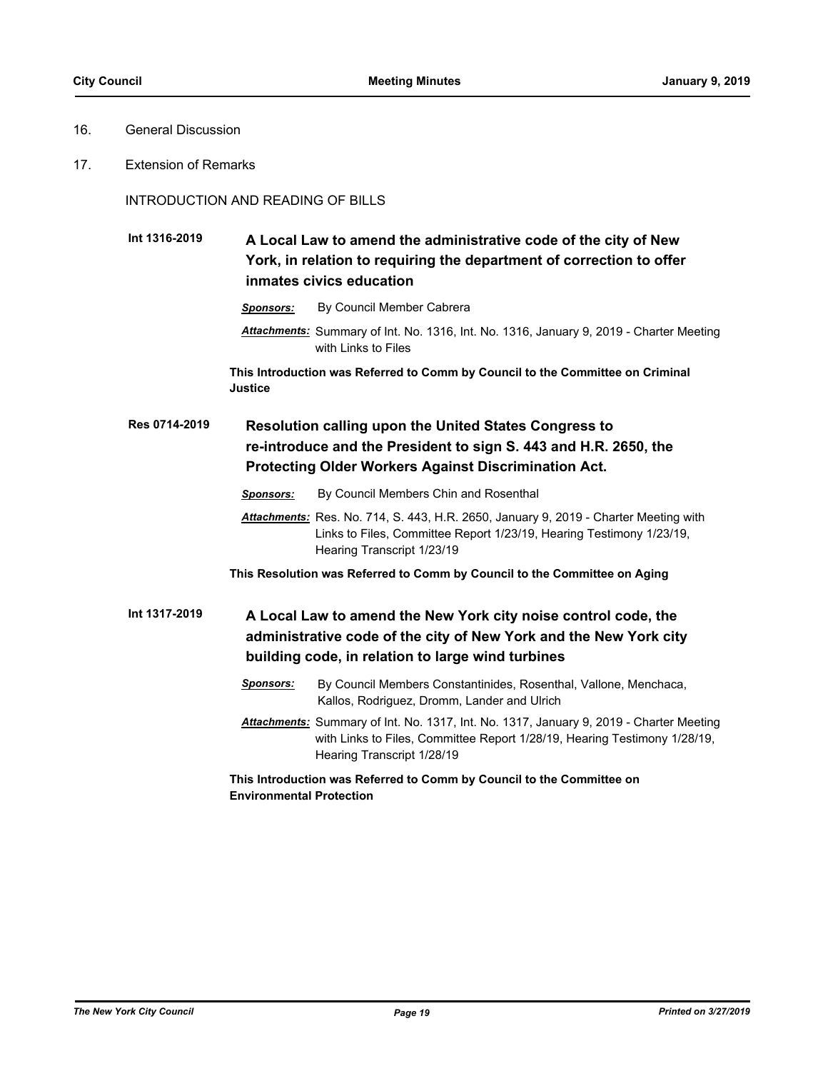16. General Discussion

17. Extension of Remarks

INTRODUCTION AND READING OF BILLS

**Int 1316-2019** **A Local Law to amend the administrative code of the city of New York, in relation to requiring the department of correction to offer inmates civics education**

***Sponsors:*** By Council Member Cabrera

***Attachments:*** Summary of Int. No. 1316, Int. No. 1316, January 9, 2019 - Charter Meeting with Links to Files

**This Introduction was Referred to Comm by Council to the Committee on Criminal Justice**

**Res 0714-2019** **Resolution calling upon the United States Congress to re-introduce and the President to sign S. 443 and H.R. 2650, the Protecting Older Workers Against Discrimination Act.**

***Sponsors:*** By Council Members Chin and Rosenthal

***Attachments:*** Res. No. 714, S. 443, H.R. 2650, January 9, 2019 - Charter Meeting with Links to Files, Committee Report 1/23/19, Hearing Testimony 1/23/19, Hearing Transcript 1/23/19

**This Resolution was Referred to Comm by Council to the Committee on Aging**

**Int 1317-2019** **A Local Law to amend the New York city noise control code, the administrative code of the city of New York and the New York city building code, in relation to large wind turbines**

***Sponsors:*** By Council Members Constantinides, Rosenthal, Vallone, Menchaca, Kallos, Rodriguez, Dromm, Lander and Ulrich

***Attachments:*** Summary of Int. No. 1317, Int. No. 1317, January 9, 2019 - Charter Meeting with Links to Files, Committee Report 1/28/19, Hearing Testimony 1/28/19, Hearing Transcript 1/28/19

**This Introduction was Referred to Comm by Council to the Committee on Environmental Protection**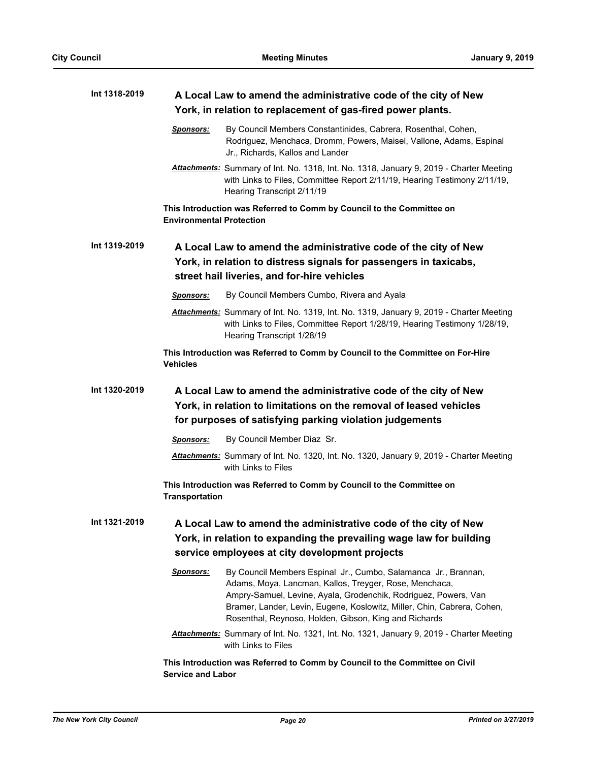**Int 1318-2019** **A Local Law to amend the administrative code of the city of New York, in relation to replacement of gas-fired power plants.**

***Sponsors:*** By Council Members Constantinides, Cabrera, Rosenthal, Cohen, Rodriguez, Menchaca, Dromm, Powers, Maisel, Vallone, Adams, Espinal Jr., Richards, Kallos and Lander

***Attachments:*** Summary of Int. No. 1318, Int. No. 1318, January 9, 2019 - Charter Meeting with Links to Files, Committee Report 2/11/19, Hearing Testimony 2/11/19, Hearing Transcript 2/11/19

**This Introduction was Referred to Comm by Council to the Committee on Environmental Protection**

**Int 1319-2019** **A Local Law to amend the administrative code of the city of New York, in relation to distress signals for passengers in taxicabs, street hail liveries, and for-hire vehicles**

***Sponsors:*** By Council Members Cumbo, Rivera and Ayala

***Attachments:*** Summary of Int. No. 1319, Int. No. 1319, January 9, 2019 - Charter Meeting with Links to Files, Committee Report 1/28/19, Hearing Testimony 1/28/19, Hearing Transcript 1/28/19

**This Introduction was Referred to Comm by Council to the Committee on For-Hire Vehicles**

**Int 1320-2019** **A Local Law to amend the administrative code of the city of New York, in relation to limitations on the removal of leased vehicles for purposes of satisfying parking violation judgements**

***Sponsors:*** By Council Member Diaz Sr.

***Attachments:*** Summary of Int. No. 1320, Int. No. 1320, January 9, 2019 - Charter Meeting with Links to Files

**This Introduction was Referred to Comm by Council to the Committee on Transportation**

**Int 1321-2019** **A Local Law to amend the administrative code of the city of New York, in relation to expanding the prevailing wage law for building service employees at city development projects**

***Sponsors:*** By Council Members Espinal Jr., Cumbo, Salamanca Jr., Brannan, Adams, Moya, Lancman, Kallos, Treyger, Rose, Menchaca, Ampry-Samuel, Levine, Ayala, Grodenchik, Rodriguez, Powers, Van Bramer, Lander, Levin, Eugene, Koslowitz, Miller, Chin, Cabrera, Cohen, Rosenthal, Reynoso, Holden, Gibson, King and Richards

***Attachments:*** Summary of Int. No. 1321, Int. No. 1321, January 9, 2019 - Charter Meeting with Links to Files

**This Introduction was Referred to Comm by Council to the Committee on Civil Service and Labor**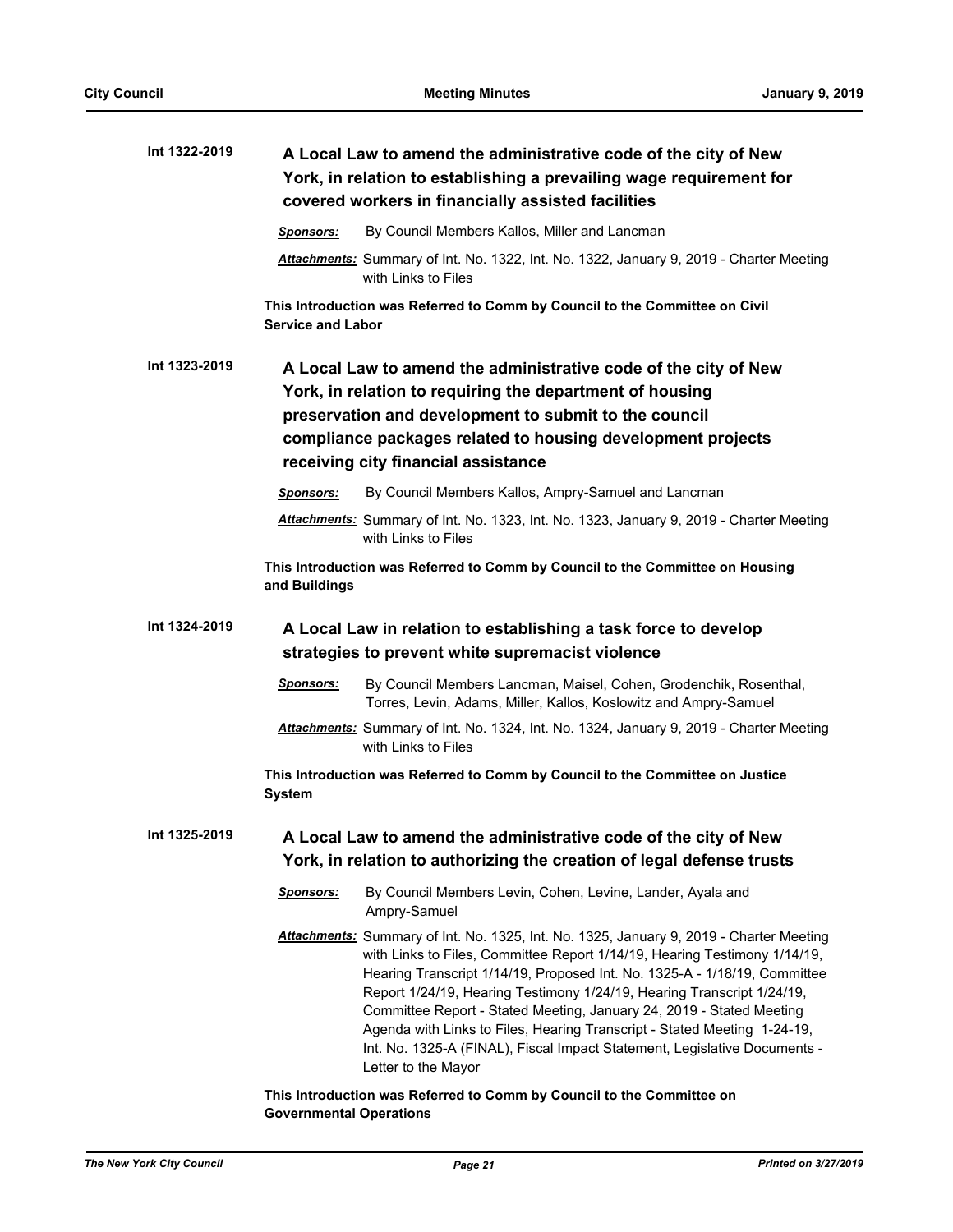**Int 1322-2019** **A Local Law to amend the administrative code of the city of New York, in relation to establishing a prevailing wage requirement for covered workers in financially assisted facilities**

***Sponsors:*** By Council Members Kallos, Miller and Lancman

***Attachments:*** Summary of Int. No. 1322, Int. No. 1322, January 9, 2019 - Charter Meeting with Links to Files

**This Introduction was Referred to Comm by Council to the Committee on Civil Service and Labor**

**Int 1323-2019** **A Local Law to amend the administrative code of the city of New York, in relation to requiring the department of housing preservation and development to submit to the council compliance packages related to housing development projects receiving city financial assistance**

***Sponsors:*** By Council Members Kallos, Ampry-Samuel and Lancman

***Attachments:*** Summary of Int. No. 1323, Int. No. 1323, January 9, 2019 - Charter Meeting with Links to Files

**This Introduction was Referred to Comm by Council to the Committee on Housing and Buildings**

**Int 1324-2019** **A Local Law in relation to establishing a task force to develop strategies to prevent white supremacist violence**

***Sponsors:*** By Council Members Lancman, Maisel, Cohen, Grodenchik, Rosenthal, Torres, Levin, Adams, Miller, Kallos, Koslowitz and Ampry-Samuel

***Attachments:*** Summary of Int. No. 1324, Int. No. 1324, January 9, 2019 - Charter Meeting with Links to Files

**This Introduction was Referred to Comm by Council to the Committee on Justice System**

**Int 1325-2019** **A Local Law to amend the administrative code of the city of New York, in relation to authorizing the creation of legal defense trusts**

***Sponsors:*** By Council Members Levin, Cohen, Levine, Lander, Ayala and Ampry-Samuel

***Attachments:*** Summary of Int. No. 1325, Int. No. 1325, January 9, 2019 - Charter Meeting with Links to Files, Committee Report 1/14/19, Hearing Testimony 1/14/19, Hearing Transcript 1/14/19, Proposed Int. No. 1325-A - 1/18/19, Committee Report 1/24/19, Hearing Testimony 1/24/19, Hearing Transcript 1/24/19, Committee Report - Stated Meeting, January 24, 2019 - Stated Meeting Agenda with Links to Files, Hearing Transcript - Stated Meeting 1-24-19, Int. No. 1325-A (FINAL), Fiscal Impact Statement, Legislative Documents - Letter to the Mayor

**This Introduction was Referred to Comm by Council to the Committee on Governmental Operations**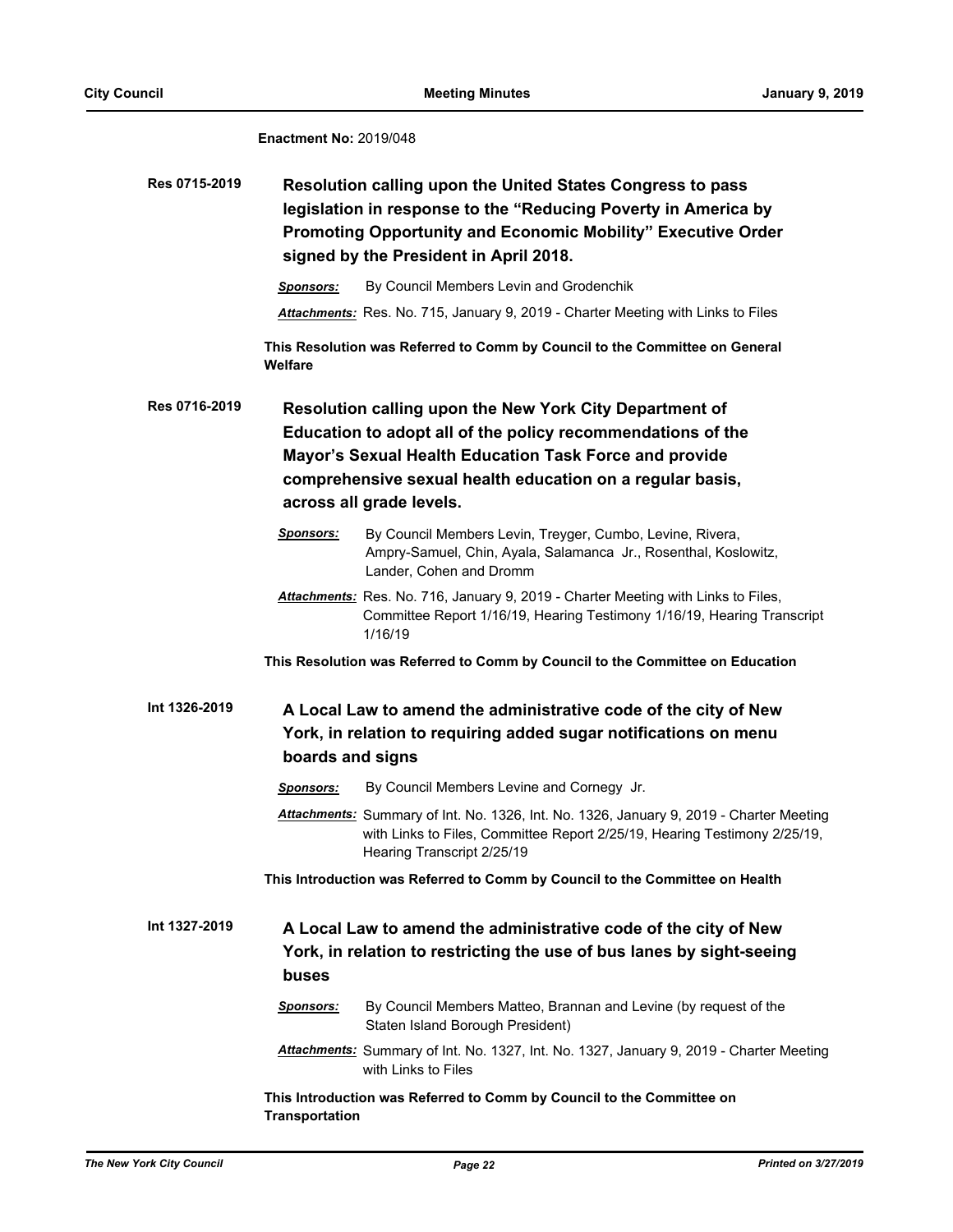**Enactment No:** 2019/048

**Res 0715-2019**

### Resolution calling upon the United States Congress to pass legislation in response to the "Reducing Poverty in America by Promoting Opportunity and Economic Mobility" Executive Order signed by the President in April 2018.

***Sponsors:*** By Council Members Levin and Grodenchik

***Attachments:*** Res. No. 715, January 9, 2019 - Charter Meeting with Links to Files

**This Resolution was Referred to Comm by Council to the Committee on General Welfare**

**Res 0716-2019**

### Resolution calling upon the New York City Department of Education to adopt all of the policy recommendations of the Mayor's Sexual Health Education Task Force and provide comprehensive sexual health education on a regular basis, across all grade levels.

***Sponsors:*** By Council Members Levin, Treyger, Cumbo, Levine, Rivera, Ampry-Samuel, Chin, Ayala, Salamanca Jr., Rosenthal, Koslowitz, Lander, Cohen and Dromm

***Attachments:*** Res. No. 716, January 9, 2019 - Charter Meeting with Links to Files, Committee Report 1/16/19, Hearing Testimony 1/16/19, Hearing Transcript 1/16/19

**This Resolution was Referred to Comm by Council to the Committee on Education**

**Int 1326-2019**

### A Local Law to amend the administrative code of the city of New York, in relation to requiring added sugar notifications on menu boards and signs

***Sponsors:*** By Council Members Levine and Cornegy Jr.

***Attachments:*** Summary of Int. No. 1326, Int. No. 1326, January 9, 2019 - Charter Meeting with Links to Files, Committee Report 2/25/19, Hearing Testimony 2/25/19, Hearing Transcript 2/25/19

**This Introduction was Referred to Comm by Council to the Committee on Health**

**Int 1327-2019**

### A Local Law to amend the administrative code of the city of New York, in relation to restricting the use of bus lanes by sight-seeing buses

***Sponsors:*** By Council Members Matteo, Brannan and Levine (by request of the Staten Island Borough President)

***Attachments:*** Summary of Int. No. 1327, Int. No. 1327, January 9, 2019 - Charter Meeting with Links to Files

**This Introduction was Referred to Comm by Council to the Committee on Transportation**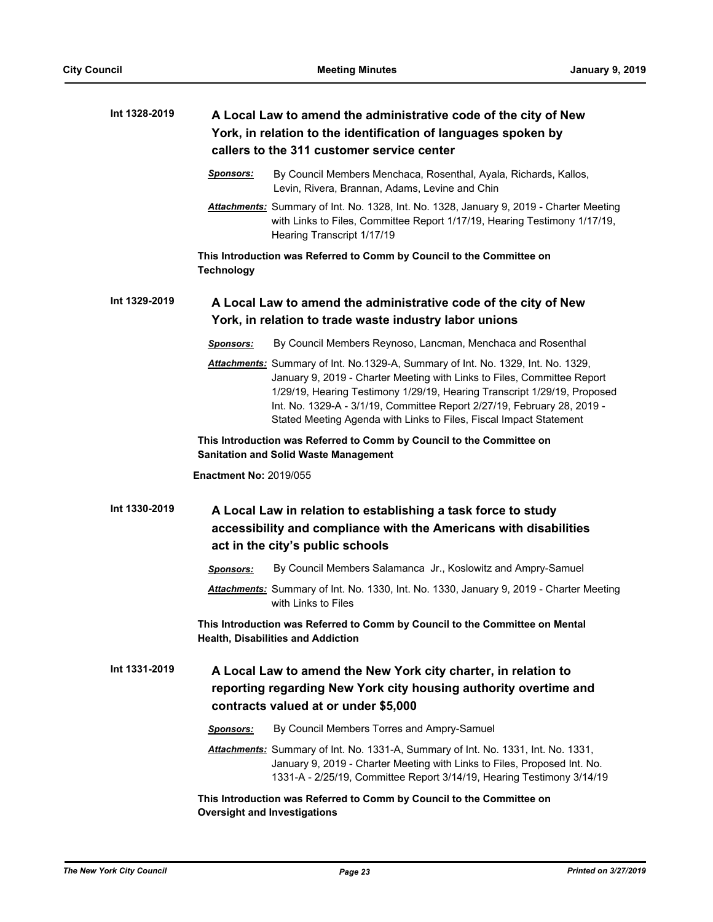**Int 1328-2019** **A Local Law to amend the administrative code of the city of New York, in relation to the identification of languages spoken by callers to the 311 customer service center**

***Sponsors:*** By Council Members Menchaca, Rosenthal, Ayala, Richards, Kallos, Levin, Rivera, Brannan, Adams, Levine and Chin

***Attachments:*** Summary of Int. No. 1328, Int. No. 1328, January 9, 2019 - Charter Meeting with Links to Files, Committee Report 1/17/19, Hearing Testimony 1/17/19, Hearing Transcript 1/17/19

**This Introduction was Referred to Comm by Council to the Committee on Technology**

**Int 1329-2019** **A Local Law to amend the administrative code of the city of New York, in relation to trade waste industry labor unions**

***Sponsors:*** By Council Members Reynoso, Lancman, Menchaca and Rosenthal

***Attachments:*** Summary of Int. No.1329-A, Summary of Int. No. 1329, Int. No. 1329, January 9, 2019 - Charter Meeting with Links to Files, Committee Report 1/29/19, Hearing Testimony 1/29/19, Hearing Transcript 1/29/19, Proposed Int. No. 1329-A - 3/1/19, Committee Report 2/27/19, February 28, 2019 - Stated Meeting Agenda with Links to Files, Fiscal Impact Statement

**This Introduction was Referred to Comm by Council to the Committee on Sanitation and Solid Waste Management**

**Enactment No:** 2019/055

**Int 1330-2019** **A Local Law in relation to establishing a task force to study accessibility and compliance with the Americans with disabilities act in the city's public schools**

***Sponsors:*** By Council Members Salamanca Jr., Koslowitz and Ampry-Samuel

***Attachments:*** Summary of Int. No. 1330, Int. No. 1330, January 9, 2019 - Charter Meeting with Links to Files

**This Introduction was Referred to Comm by Council to the Committee on Mental Health, Disabilities and Addiction**

**Int 1331-2019** **A Local Law to amend the New York city charter, in relation to reporting regarding New York city housing authority overtime and contracts valued at or under $5,000**

***Sponsors:*** By Council Members Torres and Ampry-Samuel

***Attachments:*** Summary of Int. No. 1331-A, Summary of Int. No. 1331, Int. No. 1331, January 9, 2019 - Charter Meeting with Links to Files, Proposed Int. No. 1331-A - 2/25/19, Committee Report 3/14/19, Hearing Testimony 3/14/19

**This Introduction was Referred to Comm by Council to the Committee on Oversight and Investigations**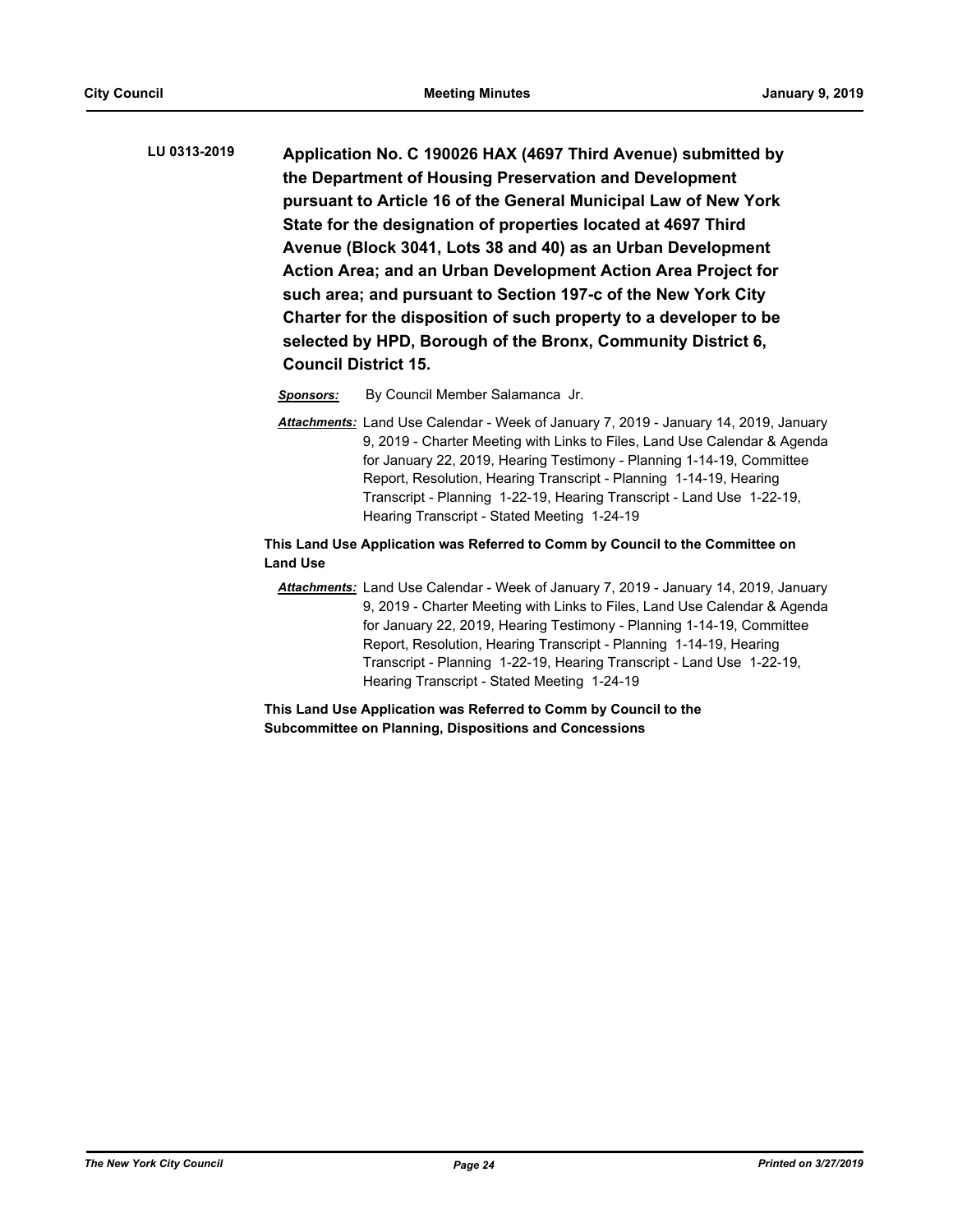**LU 0313-2019** **Application No. C 190026 HAX (4697 Third Avenue) submitted by the Department of Housing Preservation and Development pursuant to Article 16 of the General Municipal Law of New York State for the designation of properties located at 4697 Third Avenue (Block 3041, Lots 38 and 40) as an Urban Development Action Area; and an Urban Development Action Area Project for such area; and pursuant to Section 197-c of the New York City Charter for the disposition of such property to a developer to be selected by HPD, Borough of the Bronx, Community District 6, Council District 15.**

***Sponsors:*** By Council Member Salamanca Jr.

***Attachments:*** Land Use Calendar - Week of January 7, 2019 - January 14, 2019, January 9, 2019 - Charter Meeting with Links to Files, Land Use Calendar & Agenda for January 22, 2019, Hearing Testimony - Planning 1-14-19, Committee Report, Resolution, Hearing Transcript - Planning 1-14-19, Hearing Transcript - Planning 1-22-19, Hearing Transcript - Land Use 1-22-19, Hearing Transcript - Stated Meeting 1-24-19

**This Land Use Application was Referred to Comm by Council to the Committee on Land Use**

***Attachments:*** Land Use Calendar - Week of January 7, 2019 - January 14, 2019, January 9, 2019 - Charter Meeting with Links to Files, Land Use Calendar & Agenda for January 22, 2019, Hearing Testimony - Planning 1-14-19, Committee Report, Resolution, Hearing Transcript - Planning 1-14-19, Hearing Transcript - Planning 1-22-19, Hearing Transcript - Land Use 1-22-19, Hearing Transcript - Stated Meeting 1-24-19

**This Land Use Application was Referred to Comm by Council to the Subcommittee on Planning, Dispositions and Concessions**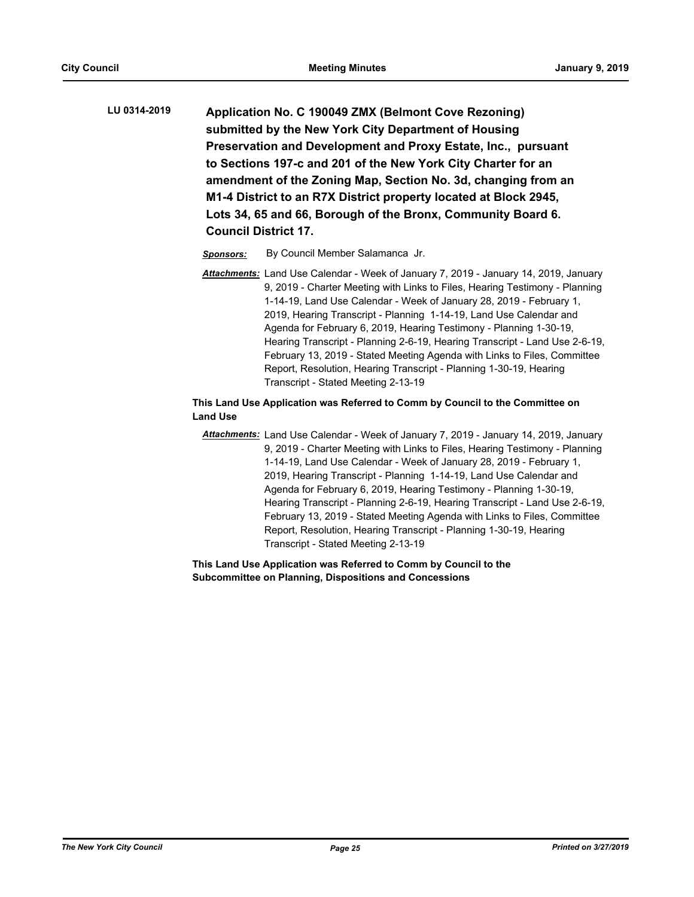**LU 0314-2019** **Application No. C 190049 ZMX (Belmont Cove Rezoning) submitted by the New York City Department of Housing Preservation and Development and Proxy Estate, Inc., pursuant to Sections 197-c and 201 of the New York City Charter for an amendment of the Zoning Map, Section No. 3d, changing from an M1-4 District to an R7X District property located at Block 2945, Lots 34, 65 and 66, Borough of the Bronx, Community Board 6. Council District 17.**

***Sponsors:*** By Council Member Salamanca Jr.

***Attachments:*** Land Use Calendar - Week of January 7, 2019 - January 14, 2019, January 9, 2019 - Charter Meeting with Links to Files, Hearing Testimony - Planning 1-14-19, Land Use Calendar - Week of January 28, 2019 - February 1, 2019, Hearing Transcript - Planning 1-14-19, Land Use Calendar and Agenda for February 6, 2019, Hearing Testimony - Planning 1-30-19, Hearing Transcript - Planning 2-6-19, Hearing Transcript - Land Use 2-6-19, February 13, 2019 - Stated Meeting Agenda with Links to Files, Committee Report, Resolution, Hearing Transcript - Planning 1-30-19, Hearing Transcript - Stated Meeting 2-13-19

**This Land Use Application was Referred to Comm by Council to the Committee on Land Use**

***Attachments:*** Land Use Calendar - Week of January 7, 2019 - January 14, 2019, January 9, 2019 - Charter Meeting with Links to Files, Hearing Testimony - Planning 1-14-19, Land Use Calendar - Week of January 28, 2019 - February 1, 2019, Hearing Transcript - Planning 1-14-19, Land Use Calendar and Agenda for February 6, 2019, Hearing Testimony - Planning 1-30-19, Hearing Transcript - Planning 2-6-19, Hearing Transcript - Land Use 2-6-19, February 13, 2019 - Stated Meeting Agenda with Links to Files, Committee Report, Resolution, Hearing Transcript - Planning 1-30-19, Hearing Transcript - Stated Meeting 2-13-19

**This Land Use Application was Referred to Comm by Council to the Subcommittee on Planning, Dispositions and Concessions**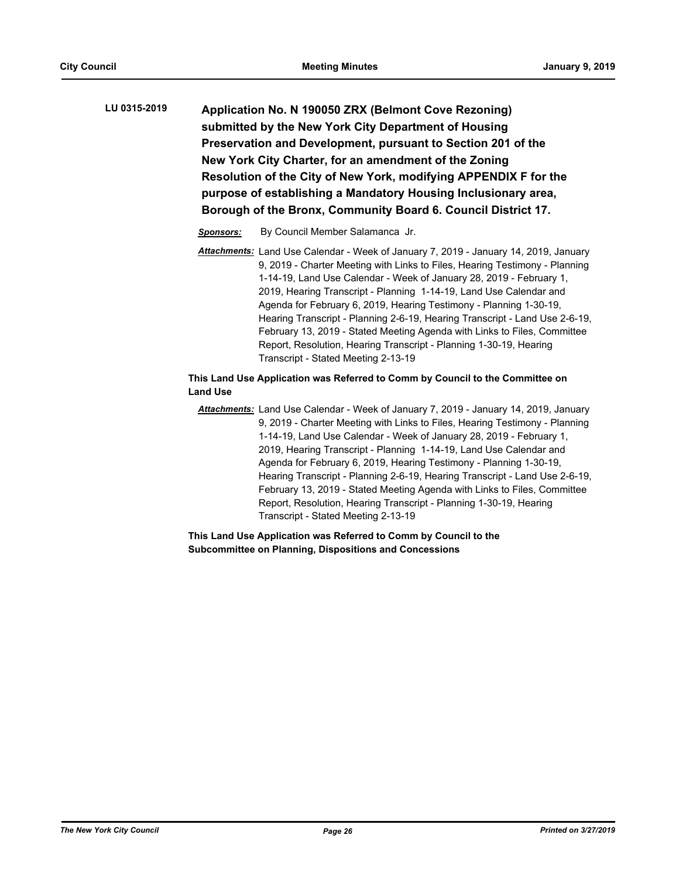**LU 0315-2019** **Application No. N 190050 ZRX (Belmont Cove Rezoning) submitted by the New York City Department of Housing Preservation and Development, pursuant to Section 201 of the New York City Charter, for an amendment of the Zoning Resolution of the City of New York, modifying APPENDIX F for the purpose of establishing a Mandatory Housing Inclusionary area, Borough of the Bronx, Community Board 6. Council District 17.**

***Sponsors:*** By Council Member Salamanca Jr.

***Attachments:*** Land Use Calendar - Week of January 7, 2019 - January 14, 2019, January 9, 2019 - Charter Meeting with Links to Files, Hearing Testimony - Planning 1-14-19, Land Use Calendar - Week of January 28, 2019 - February 1, 2019, Hearing Transcript - Planning 1-14-19, Land Use Calendar and Agenda for February 6, 2019, Hearing Testimony - Planning 1-30-19, Hearing Transcript - Planning 2-6-19, Hearing Transcript - Land Use 2-6-19, February 13, 2019 - Stated Meeting Agenda with Links to Files, Committee Report, Resolution, Hearing Transcript - Planning 1-30-19, Hearing Transcript - Stated Meeting 2-13-19

**This Land Use Application was Referred to Comm by Council to the Committee on Land Use**

***Attachments:*** Land Use Calendar - Week of January 7, 2019 - January 14, 2019, January 9, 2019 - Charter Meeting with Links to Files, Hearing Testimony - Planning 1-14-19, Land Use Calendar - Week of January 28, 2019 - February 1, 2019, Hearing Transcript - Planning 1-14-19, Land Use Calendar and Agenda for February 6, 2019, Hearing Testimony - Planning 1-30-19, Hearing Transcript - Planning 2-6-19, Hearing Transcript - Land Use 2-6-19, February 13, 2019 - Stated Meeting Agenda with Links to Files, Committee Report, Resolution, Hearing Transcript - Planning 1-30-19, Hearing Transcript - Stated Meeting 2-13-19

**This Land Use Application was Referred to Comm by Council to the Subcommittee on Planning, Dispositions and Concessions**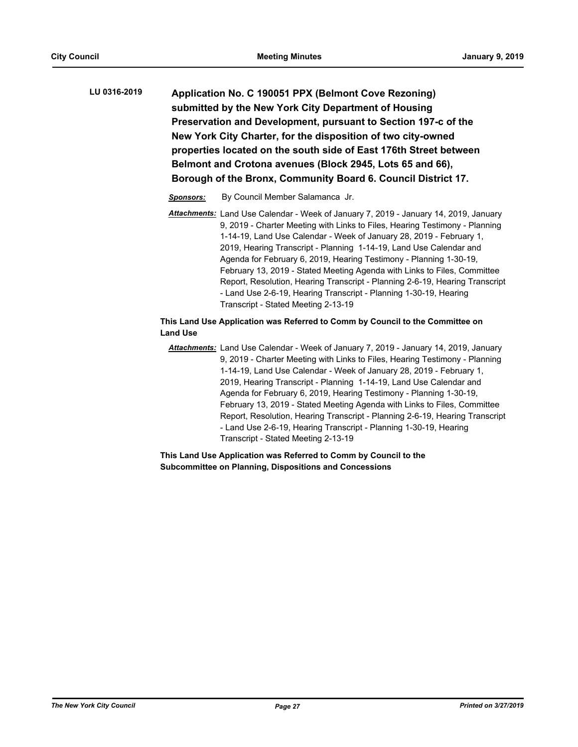**LU 0316-2019** **Application No. C 190051 PPX (Belmont Cove Rezoning) submitted by the New York City Department of Housing Preservation and Development, pursuant to Section 197-c of the New York City Charter, for the disposition of two city-owned properties located on the south side of East 176th Street between Belmont and Crotona avenues (Block 2945, Lots 65 and 66), Borough of the Bronx, Community Board 6. Council District 17.**

***Sponsors:*** By Council Member Salamanca Jr.

***Attachments:*** Land Use Calendar - Week of January 7, 2019 - January 14, 2019, January 9, 2019 - Charter Meeting with Links to Files, Hearing Testimony - Planning 1-14-19, Land Use Calendar - Week of January 28, 2019 - February 1, 2019, Hearing Transcript - Planning 1-14-19, Land Use Calendar and Agenda for February 6, 2019, Hearing Testimony - Planning 1-30-19, February 13, 2019 - Stated Meeting Agenda with Links to Files, Committee Report, Resolution, Hearing Transcript - Planning 2-6-19, Hearing Transcript - Land Use 2-6-19, Hearing Transcript - Planning 1-30-19, Hearing Transcript - Stated Meeting 2-13-19

**This Land Use Application was Referred to Comm by Council to the Committee on Land Use**

***Attachments:*** Land Use Calendar - Week of January 7, 2019 - January 14, 2019, January 9, 2019 - Charter Meeting with Links to Files, Hearing Testimony - Planning 1-14-19, Land Use Calendar - Week of January 28, 2019 - February 1, 2019, Hearing Transcript - Planning 1-14-19, Land Use Calendar and Agenda for February 6, 2019, Hearing Testimony - Planning 1-30-19, February 13, 2019 - Stated Meeting Agenda with Links to Files, Committee Report, Resolution, Hearing Transcript - Planning 2-6-19, Hearing Transcript - Land Use 2-6-19, Hearing Transcript - Planning 1-30-19, Hearing Transcript - Stated Meeting 2-13-19

**This Land Use Application was Referred to Comm by Council to the Subcommittee on Planning, Dispositions and Concessions**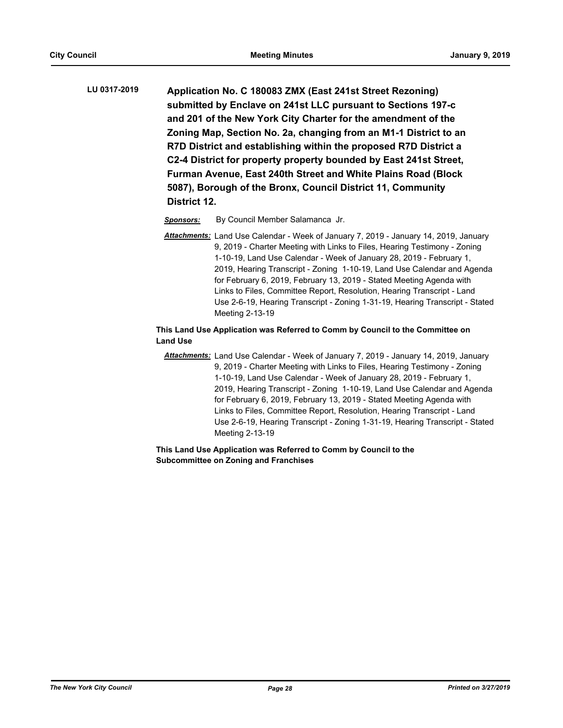**LU 0317-2019** **Application No. C 180083 ZMX (East 241st Street Rezoning) submitted by Enclave on 241st LLC pursuant to Sections 197-c and 201 of the New York City Charter for the amendment of the Zoning Map, Section No. 2a, changing from an M1-1 District to an R7D District and establishing within the proposed R7D District a C2-4 District for property property bounded by East 241st Street, Furman Avenue, East 240th Street and White Plains Road (Block 5087), Borough of the Bronx, Council District 11, Community District 12.**

***Sponsors:*** By Council Member Salamanca Jr.

***Attachments:*** Land Use Calendar - Week of January 7, 2019 - January 14, 2019, January 9, 2019 - Charter Meeting with Links to Files, Hearing Testimony - Zoning 1-10-19, Land Use Calendar - Week of January 28, 2019 - February 1, 2019, Hearing Transcript - Zoning 1-10-19, Land Use Calendar and Agenda for February 6, 2019, February 13, 2019 - Stated Meeting Agenda with Links to Files, Committee Report, Resolution, Hearing Transcript - Land Use 2-6-19, Hearing Transcript - Zoning 1-31-19, Hearing Transcript - Stated Meeting 2-13-19

**This Land Use Application was Referred to Comm by Council to the Committee on Land Use**

***Attachments:*** Land Use Calendar - Week of January 7, 2019 - January 14, 2019, January 9, 2019 - Charter Meeting with Links to Files, Hearing Testimony - Zoning 1-10-19, Land Use Calendar - Week of January 28, 2019 - February 1, 2019, Hearing Transcript - Zoning 1-10-19, Land Use Calendar and Agenda for February 6, 2019, February 13, 2019 - Stated Meeting Agenda with Links to Files, Committee Report, Resolution, Hearing Transcript - Land Use 2-6-19, Hearing Transcript - Zoning 1-31-19, Hearing Transcript - Stated Meeting 2-13-19

**This Land Use Application was Referred to Comm by Council to the Subcommittee on Zoning and Franchises**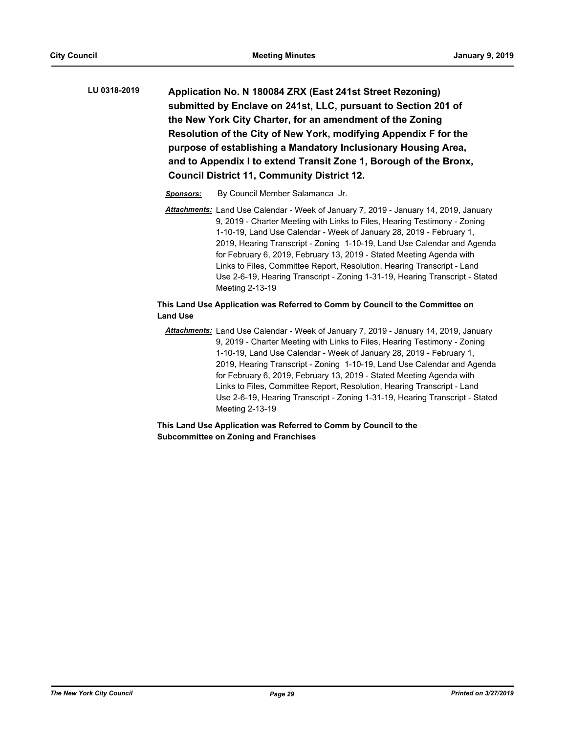**LU 0318-2019** **Application No. N 180084 ZRX (East 241st Street Rezoning) submitted by Enclave on 241st, LLC, pursuant to Section 201 of the New York City Charter, for an amendment of the Zoning Resolution of the City of New York, modifying Appendix F for the purpose of establishing a Mandatory Inclusionary Housing Area, and to Appendix I to extend Transit Zone 1, Borough of the Bronx, Council District 11, Community District 12.**

***Sponsors:*** By Council Member Salamanca Jr.

***Attachments:*** Land Use Calendar - Week of January 7, 2019 - January 14, 2019, January 9, 2019 - Charter Meeting with Links to Files, Hearing Testimony - Zoning 1-10-19, Land Use Calendar - Week of January 28, 2019 - February 1, 2019, Hearing Transcript - Zoning 1-10-19, Land Use Calendar and Agenda for February 6, 2019, February 13, 2019 - Stated Meeting Agenda with Links to Files, Committee Report, Resolution, Hearing Transcript - Land Use 2-6-19, Hearing Transcript - Zoning 1-31-19, Hearing Transcript - Stated Meeting 2-13-19

**This Land Use Application was Referred to Comm by Council to the Committee on Land Use**

***Attachments:*** Land Use Calendar - Week of January 7, 2019 - January 14, 2019, January 9, 2019 - Charter Meeting with Links to Files, Hearing Testimony - Zoning 1-10-19, Land Use Calendar - Week of January 28, 2019 - February 1, 2019, Hearing Transcript - Zoning 1-10-19, Land Use Calendar and Agenda for February 6, 2019, February 13, 2019 - Stated Meeting Agenda with Links to Files, Committee Report, Resolution, Hearing Transcript - Land Use 2-6-19, Hearing Transcript - Zoning 1-31-19, Hearing Transcript - Stated Meeting 2-13-19

**This Land Use Application was Referred to Comm by Council to the Subcommittee on Zoning and Franchises**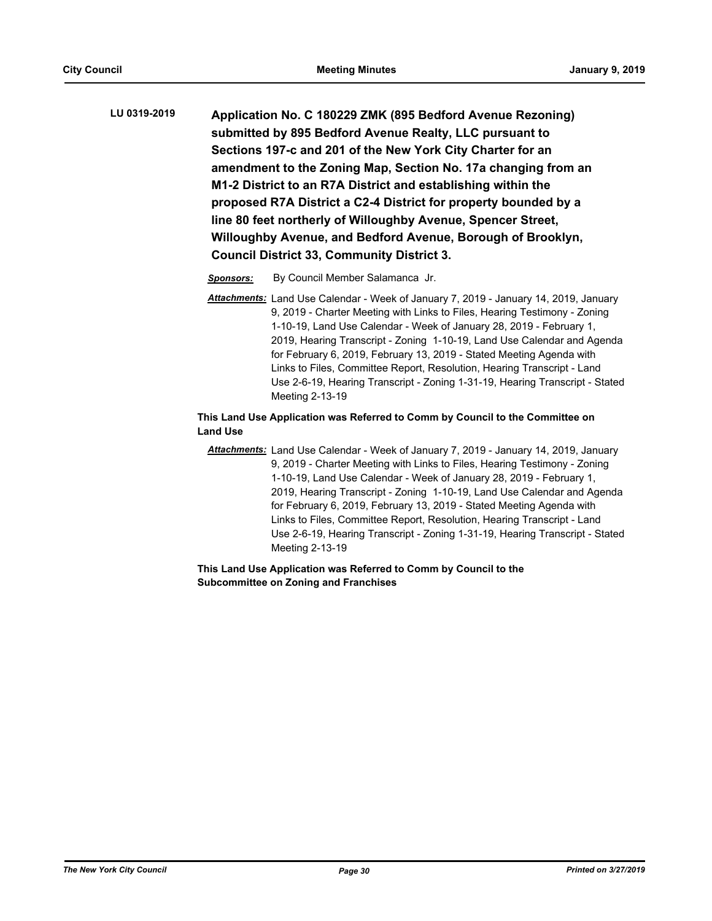**LU 0319-2019** **Application No. C 180229 ZMK (895 Bedford Avenue Rezoning) submitted by 895 Bedford Avenue Realty, LLC pursuant to Sections 197-c and 201 of the New York City Charter for an amendment to the Zoning Map, Section No. 17a changing from an M1-2 District to an R7A District and establishing within the proposed R7A District a C2-4 District for property bounded by a line 80 feet northerly of Willoughby Avenue, Spencer Street, Willoughby Avenue, and Bedford Avenue, Borough of Brooklyn, Council District 33, Community District 3.**

***Sponsors:*** By Council Member Salamanca Jr.

***Attachments:*** Land Use Calendar - Week of January 7, 2019 - January 14, 2019, January 9, 2019 - Charter Meeting with Links to Files, Hearing Testimony - Zoning 1-10-19, Land Use Calendar - Week of January 28, 2019 - February 1, 2019, Hearing Transcript - Zoning 1-10-19, Land Use Calendar and Agenda for February 6, 2019, February 13, 2019 - Stated Meeting Agenda with Links to Files, Committee Report, Resolution, Hearing Transcript - Land Use 2-6-19, Hearing Transcript - Zoning 1-31-19, Hearing Transcript - Stated Meeting 2-13-19

**This Land Use Application was Referred to Comm by Council to the Committee on Land Use**

***Attachments:*** Land Use Calendar - Week of January 7, 2019 - January 14, 2019, January 9, 2019 - Charter Meeting with Links to Files, Hearing Testimony - Zoning 1-10-19, Land Use Calendar - Week of January 28, 2019 - February 1, 2019, Hearing Transcript - Zoning 1-10-19, Land Use Calendar and Agenda for February 6, 2019, February 13, 2019 - Stated Meeting Agenda with Links to Files, Committee Report, Resolution, Hearing Transcript - Land Use 2-6-19, Hearing Transcript - Zoning 1-31-19, Hearing Transcript - Stated Meeting 2-13-19

**This Land Use Application was Referred to Comm by Council to the Subcommittee on Zoning and Franchises**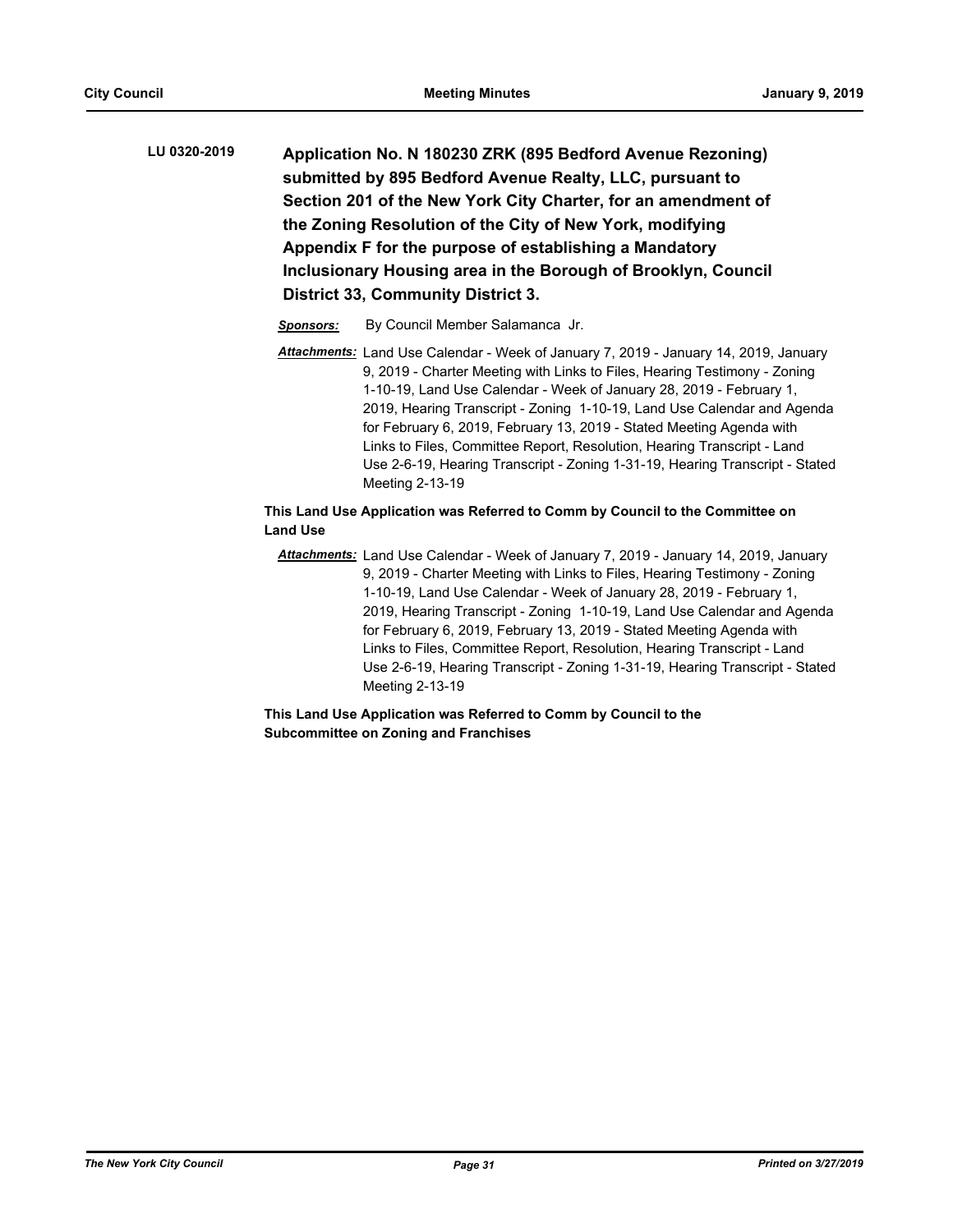**LU 0320-2019** **Application No. N 180230 ZRK (895 Bedford Avenue Rezoning) submitted by 895 Bedford Avenue Realty, LLC, pursuant to Section 201 of the New York City Charter, for an amendment of the Zoning Resolution of the City of New York, modifying Appendix F for the purpose of establishing a Mandatory Inclusionary Housing area in the Borough of Brooklyn, Council District 33, Community District 3.**

***Sponsors:*** By Council Member Salamanca Jr.

***Attachments:*** Land Use Calendar - Week of January 7, 2019 - January 14, 2019, January 9, 2019 - Charter Meeting with Links to Files, Hearing Testimony - Zoning 1-10-19, Land Use Calendar - Week of January 28, 2019 - February 1, 2019, Hearing Transcript - Zoning 1-10-19, Land Use Calendar and Agenda for February 6, 2019, February 13, 2019 - Stated Meeting Agenda with Links to Files, Committee Report, Resolution, Hearing Transcript - Land Use 2-6-19, Hearing Transcript - Zoning 1-31-19, Hearing Transcript - Stated Meeting 2-13-19

**This Land Use Application was Referred to Comm by Council to the Committee on Land Use**

***Attachments:*** Land Use Calendar - Week of January 7, 2019 - January 14, 2019, January 9, 2019 - Charter Meeting with Links to Files, Hearing Testimony - Zoning 1-10-19, Land Use Calendar - Week of January 28, 2019 - February 1, 2019, Hearing Transcript - Zoning 1-10-19, Land Use Calendar and Agenda for February 6, 2019, February 13, 2019 - Stated Meeting Agenda with Links to Files, Committee Report, Resolution, Hearing Transcript - Land Use 2-6-19, Hearing Transcript - Zoning 1-31-19, Hearing Transcript - Stated Meeting 2-13-19

**This Land Use Application was Referred to Comm by Council to the Subcommittee on Zoning and Franchises**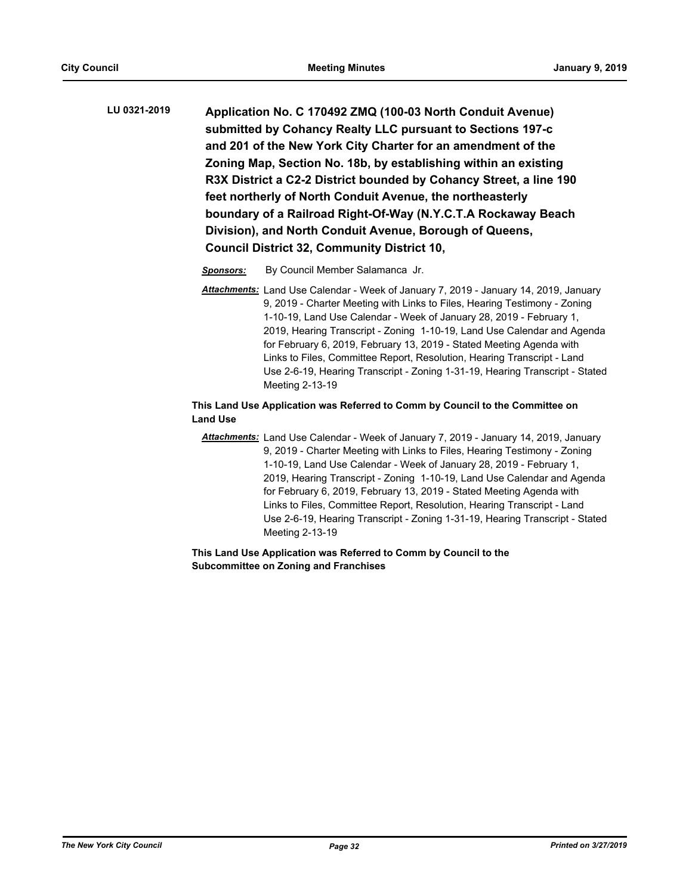**LU 0321-2019** **Application No. C 170492 ZMQ (100-03 North Conduit Avenue) submitted by Cohancy Realty LLC pursuant to Sections 197-c and 201 of the New York City Charter for an amendment of the Zoning Map, Section No. 18b, by establishing within an existing R3X District a C2-2 District bounded by Cohancy Street, a line 190 feet northerly of North Conduit Avenue, the northeasterly boundary of a Railroad Right-Of-Way (N.Y.C.T.A Rockaway Beach Division), and North Conduit Avenue, Borough of Queens, Council District 32, Community District 10,**

***Sponsors:*** By Council Member Salamanca Jr.

***Attachments:*** Land Use Calendar - Week of January 7, 2019 - January 14, 2019, January 9, 2019 - Charter Meeting with Links to Files, Hearing Testimony - Zoning 1-10-19, Land Use Calendar - Week of January 28, 2019 - February 1, 2019, Hearing Transcript - Zoning 1-10-19, Land Use Calendar and Agenda for February 6, 2019, February 13, 2019 - Stated Meeting Agenda with Links to Files, Committee Report, Resolution, Hearing Transcript - Land Use 2-6-19, Hearing Transcript - Zoning 1-31-19, Hearing Transcript - Stated Meeting 2-13-19

**This Land Use Application was Referred to Comm by Council to the Committee on Land Use**

***Attachments:*** Land Use Calendar - Week of January 7, 2019 - January 14, 2019, January 9, 2019 - Charter Meeting with Links to Files, Hearing Testimony - Zoning 1-10-19, Land Use Calendar - Week of January 28, 2019 - February 1, 2019, Hearing Transcript - Zoning 1-10-19, Land Use Calendar and Agenda for February 6, 2019, February 13, 2019 - Stated Meeting Agenda with Links to Files, Committee Report, Resolution, Hearing Transcript - Land Use 2-6-19, Hearing Transcript - Zoning 1-31-19, Hearing Transcript - Stated Meeting 2-13-19

**This Land Use Application was Referred to Comm by Council to the Subcommittee on Zoning and Franchises**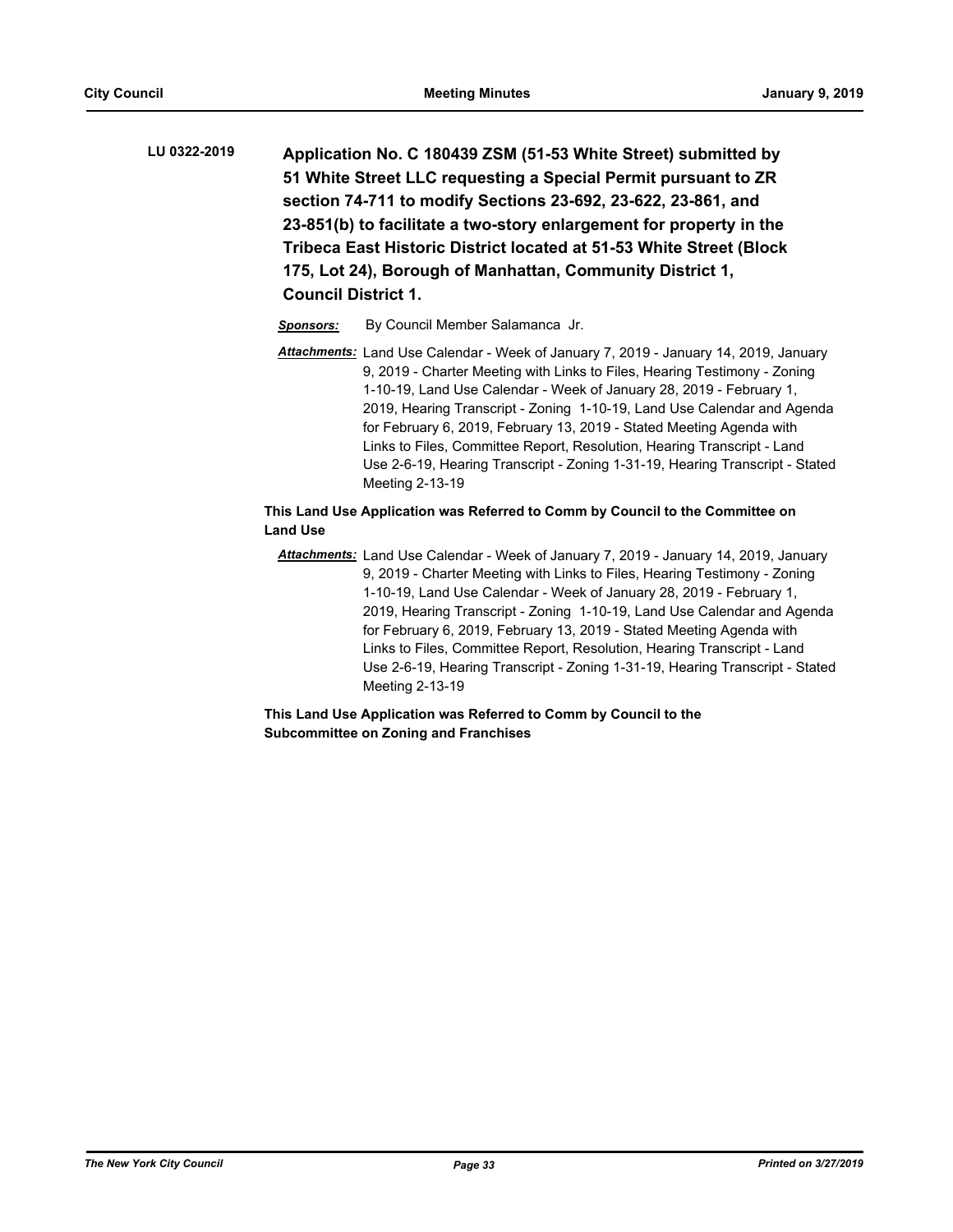**LU 0322-2019** **Application No. C 180439 ZSM (51-53 White Street) submitted by 51 White Street LLC requesting a Special Permit pursuant to ZR section 74-711 to modify Sections 23-692, 23-622, 23-861, and 23-851(b) to facilitate a two-story enlargement for property in the Tribeca East Historic District located at 51-53 White Street (Block 175, Lot 24), Borough of Manhattan, Community District 1, Council District 1.**

***Sponsors:*** By Council Member Salamanca Jr.

***Attachments:*** Land Use Calendar - Week of January 7, 2019 - January 14, 2019, January 9, 2019 - Charter Meeting with Links to Files, Hearing Testimony - Zoning 1-10-19, Land Use Calendar - Week of January 28, 2019 - February 1, 2019, Hearing Transcript - Zoning 1-10-19, Land Use Calendar and Agenda for February 6, 2019, February 13, 2019 - Stated Meeting Agenda with Links to Files, Committee Report, Resolution, Hearing Transcript - Land Use 2-6-19, Hearing Transcript - Zoning 1-31-19, Hearing Transcript - Stated Meeting 2-13-19

**This Land Use Application was Referred to Comm by Council to the Committee on Land Use**

***Attachments:*** Land Use Calendar - Week of January 7, 2019 - January 14, 2019, January 9, 2019 - Charter Meeting with Links to Files, Hearing Testimony - Zoning 1-10-19, Land Use Calendar - Week of January 28, 2019 - February 1, 2019, Hearing Transcript - Zoning 1-10-19, Land Use Calendar and Agenda for February 6, 2019, February 13, 2019 - Stated Meeting Agenda with Links to Files, Committee Report, Resolution, Hearing Transcript - Land Use 2-6-19, Hearing Transcript - Zoning 1-31-19, Hearing Transcript - Stated Meeting 2-13-19

**This Land Use Application was Referred to Comm by Council to the Subcommittee on Zoning and Franchises**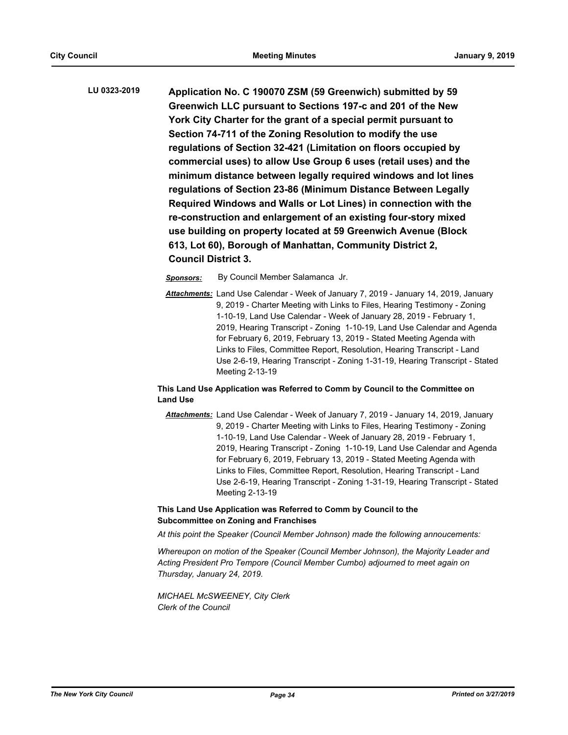**LU 0323-2019** **Application No. C 190070 ZSM (59 Greenwich) submitted by 59 Greenwich LLC pursuant to Sections 197-c and 201 of the New York City Charter for the grant of a special permit pursuant to Section 74-711 of the Zoning Resolution to modify the use regulations of Section 32-421 (Limitation on floors occupied by commercial uses) to allow Use Group 6 uses (retail uses) and the minimum distance between legally required windows and lot lines regulations of Section 23-86 (Minimum Distance Between Legally Required Windows and Walls or Lot Lines) in connection with the re-construction and enlargement of an existing four-story mixed use building on property located at 59 Greenwich Avenue (Block 613, Lot 60), Borough of Manhattan, Community District 2, Council District 3.**

***Sponsors:*** By Council Member Salamanca Jr.

***Attachments:*** Land Use Calendar - Week of January 7, 2019 - January 14, 2019, January 9, 2019 - Charter Meeting with Links to Files, Hearing Testimony - Zoning 1-10-19, Land Use Calendar - Week of January 28, 2019 - February 1, 2019, Hearing Transcript - Zoning 1-10-19, Land Use Calendar and Agenda for February 6, 2019, February 13, 2019 - Stated Meeting Agenda with Links to Files, Committee Report, Resolution, Hearing Transcript - Land Use 2-6-19, Hearing Transcript - Zoning 1-31-19, Hearing Transcript - Stated Meeting 2-13-19

**This Land Use Application was Referred to Comm by Council to the Committee on Land Use**

***Attachments:*** Land Use Calendar - Week of January 7, 2019 - January 14, 2019, January 9, 2019 - Charter Meeting with Links to Files, Hearing Testimony - Zoning 1-10-19, Land Use Calendar - Week of January 28, 2019 - February 1, 2019, Hearing Transcript - Zoning 1-10-19, Land Use Calendar and Agenda for February 6, 2019, February 13, 2019 - Stated Meeting Agenda with Links to Files, Committee Report, Resolution, Hearing Transcript - Land Use 2-6-19, Hearing Transcript - Zoning 1-31-19, Hearing Transcript - Stated Meeting 2-13-19

**This Land Use Application was Referred to Comm by Council to the Subcommittee on Zoning and Franchises**

*At this point the Speaker (Council Member Johnson) made the following annoucements:*

*Whereupon on motion of the Speaker (Council Member Johnson), the Majority Leader and Acting President Pro Tempore (Council Member Cumbo) adjourned to meet again on Thursday, January 24, 2019.*

*MICHAEL McSWEENEY, City Clerk*
*Clerk of the Council*